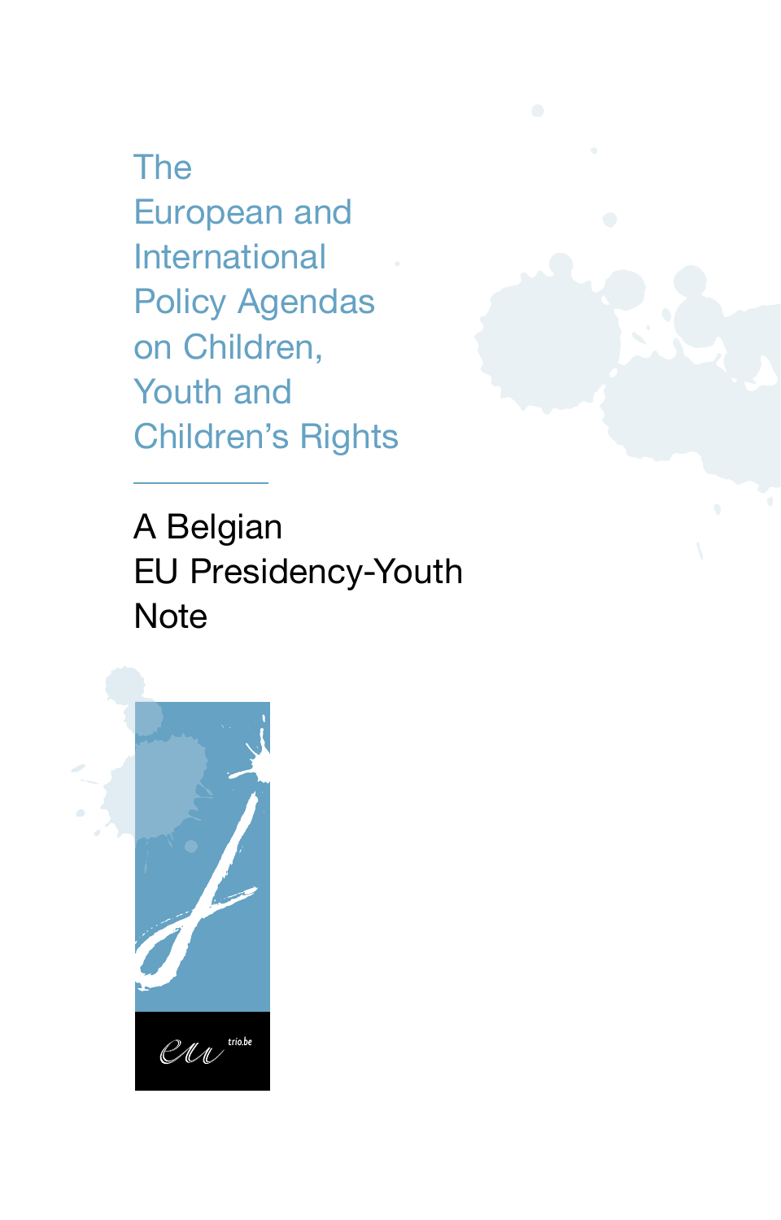# The European and International Policy Agendas on Children, Youth and Children's Rights

## A Belgian EU Presidency-Youth Note

eu trio.be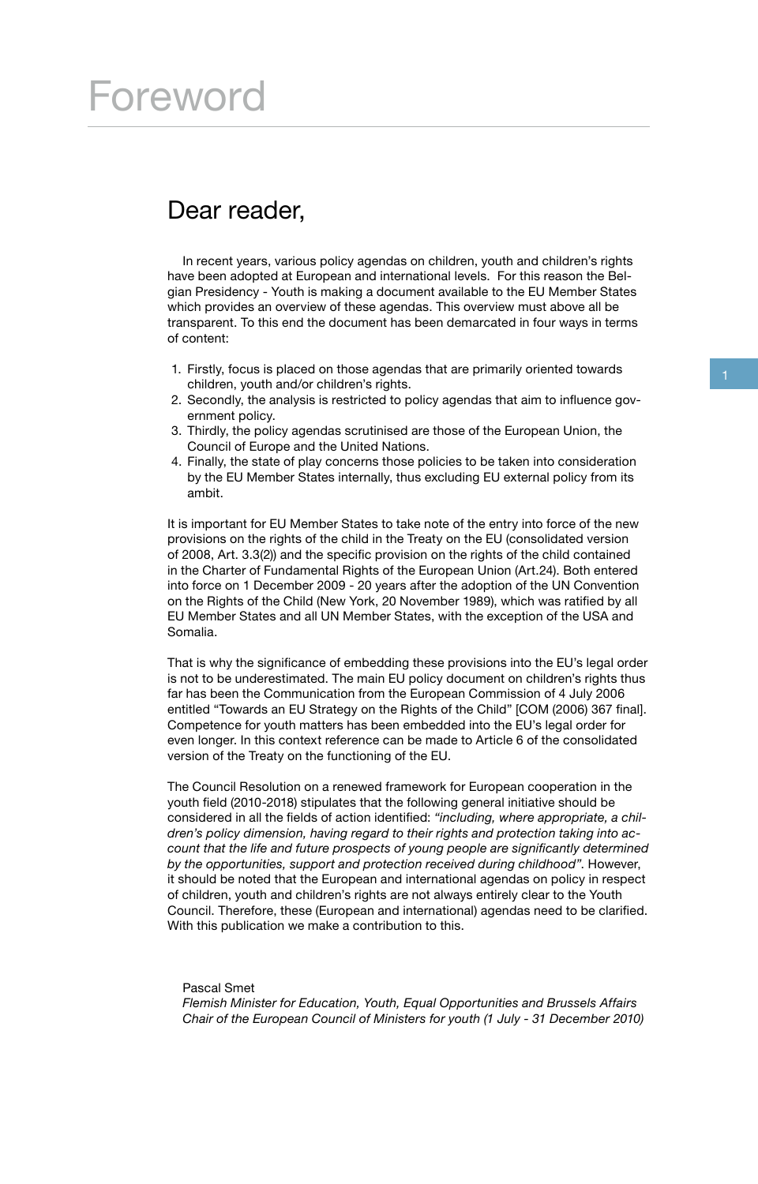# Foreword

## Dear reader,

In recent years, various policy agendas on children, youth and children's rights have been adopted at European and international levels. For this reason the Belgian Presidency - Youth is making a document available to the EU Member States which provides an overview of these agendas. This overview must above all be transparent. To this end the document has been demarcated in four ways in terms of content:

1. Firstly, focus is placed on those agendas that are primarily oriented towards children, youth and/or children's rights.
2. Secondly, the analysis is restricted to policy agendas that aim to influence government policy.
3. Thirdly, the policy agendas scrutinised are those of the European Union, the Council of Europe and the United Nations.
4. Finally, the state of play concerns those policies to be taken into consideration by the EU Member States internally, thus excluding EU external policy from its ambit.

It is important for EU Member States to take note of the entry into force of the new provisions on the rights of the child in the Treaty on the EU (consolidated version of 2008, Art. 3.3(2)) and the specific provision on the rights of the child contained in the Charter of Fundamental Rights of the European Union (Art.24). Both entered into force on 1 December 2009 - 20 years after the adoption of the UN Convention on the Rights of the Child (New York, 20 November 1989), which was ratified by all EU Member States and all UN Member States, with the exception of the USA and Somalia.

That is why the significance of embedding these provisions into the EU's legal order is not to be underestimated. The main EU policy document on children's rights thus far has been the Communication from the European Commission of 4 July 2006 entitled "Towards an EU Strategy on the Rights of the Child" [COM (2006) 367 final]. Competence for youth matters has been embedded into the EU's legal order for even longer. In this context reference can be made to Article 6 of the consolidated version of the Treaty on the functioning of the EU.

The Council Resolution on a renewed framework for European cooperation in the youth field (2010-2018) stipulates that the following general initiative should be considered in all the fields of action identified: *"including, where appropriate, a children's policy dimension, having regard to their rights and protection taking into account that the life and future prospects of young people are significantly determined by the opportunities, support and protection received during childhood"*. However, it should be noted that the European and international agendas on policy in respect of children, youth and children's rights are not always entirely clear to the Youth Council. Therefore, these (European and international) agendas need to be clarified. With this publication we make a contribution to this.

Pascal Smet
*Flemish Minister for Education, Youth, Equal Opportunities and Brussels Affairs*
*Chair of the European Council of Ministers for youth (1 July - 31 December 2010)*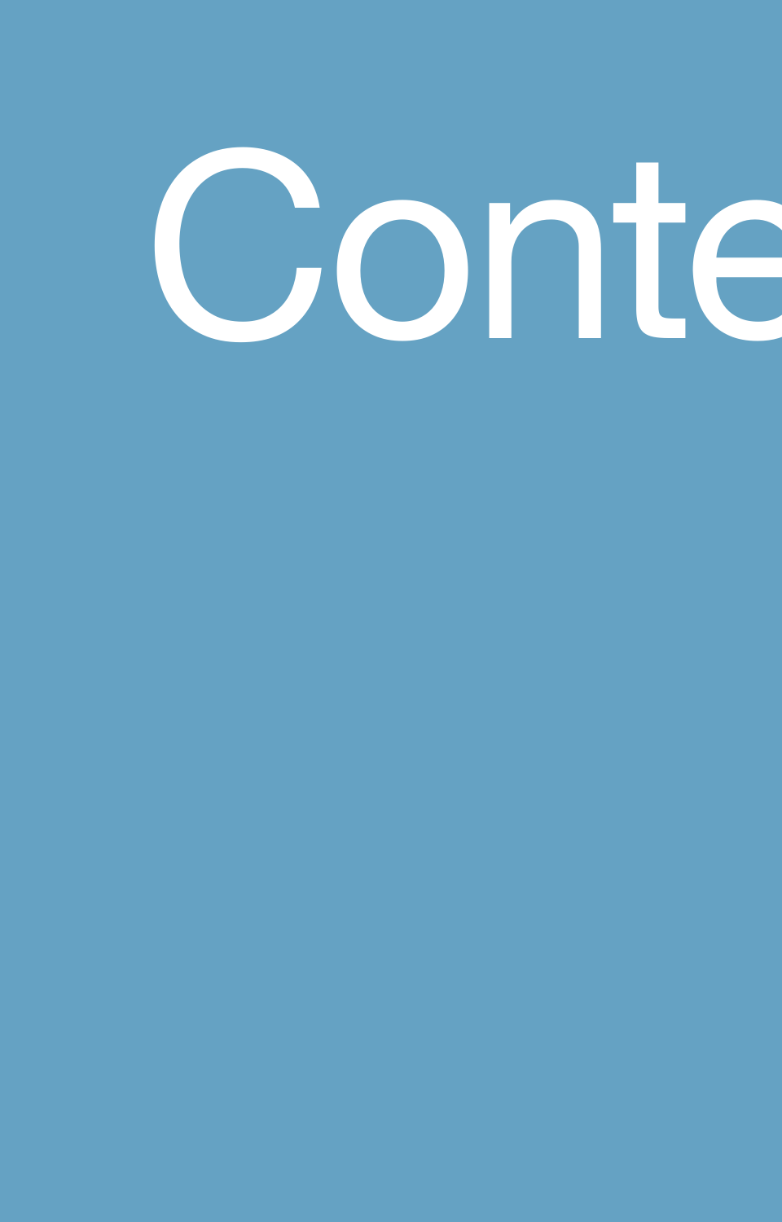# Conte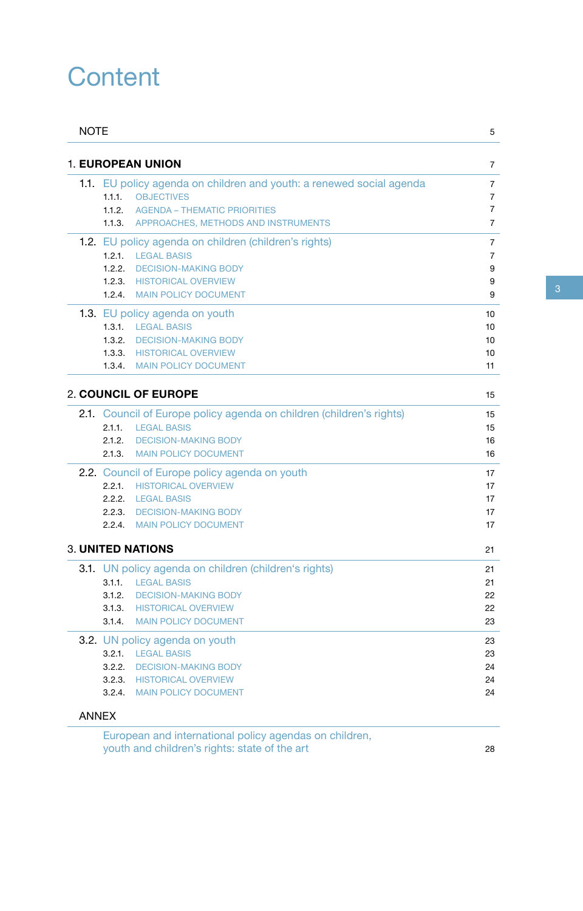# Content

NOTE 5

1. **EUROPEAN UNION** 7

1.1. EU policy agenda on children and youth: a renewed social agenda 7
- 1.1.1. OBJECTIVES 7
- 1.1.2. AGENDA – THEMATIC PRIORITIES 7
- 1.1.3. APPROACHES, METHODS AND INSTRUMENTS 7

1.2. EU policy agenda on children (children's rights) 7
- 1.2.1. LEGAL BASIS 7
- 1.2.2. DECISION-MAKING BODY 9
- 1.2.3. HISTORICAL OVERVIEW 9
- 1.2.4. MAIN POLICY DOCUMENT 9

1.3. EU policy agenda on youth 10
- 1.3.1. LEGAL BASIS 10
- 1.3.2. DECISION-MAKING BODY 10
- 1.3.3. HISTORICAL OVERVIEW 10
- 1.3.4. MAIN POLICY DOCUMENT 11

2. **COUNCIL OF EUROPE** 15

2.1. Council of Europe policy agenda on children (children's rights) 15
- 2.1.1. LEGAL BASIS 15
- 2.1.2. DECISION-MAKING BODY 16
- 2.1.3. MAIN POLICY DOCUMENT 16

2.2. Council of Europe policy agenda on youth 17
- 2.2.1. HISTORICAL OVERVIEW 17
- 2.2.2. LEGAL BASIS 17
- 2.2.3. DECISION-MAKING BODY 17
- 2.2.4. MAIN POLICY DOCUMENT 17

3. **UNITED NATIONS** 21

3.1. UN policy agenda on children (children's rights) 21
- 3.1.1. LEGAL BASIS 21
- 3.1.2. DECISION-MAKING BODY 22
- 3.1.3. HISTORICAL OVERVIEW 22
- 3.1.4. MAIN POLICY DOCUMENT 23

3.2. UN policy agenda on youth 23
- 3.2.1. LEGAL BASIS 23
- 3.2.2. DECISION-MAKING BODY 24
- 3.2.3. HISTORICAL OVERVIEW 24
- 3.2.4. MAIN POLICY DOCUMENT 24

ANNEX

European and international policy agendas on children, youth and children's rights: state of the art 28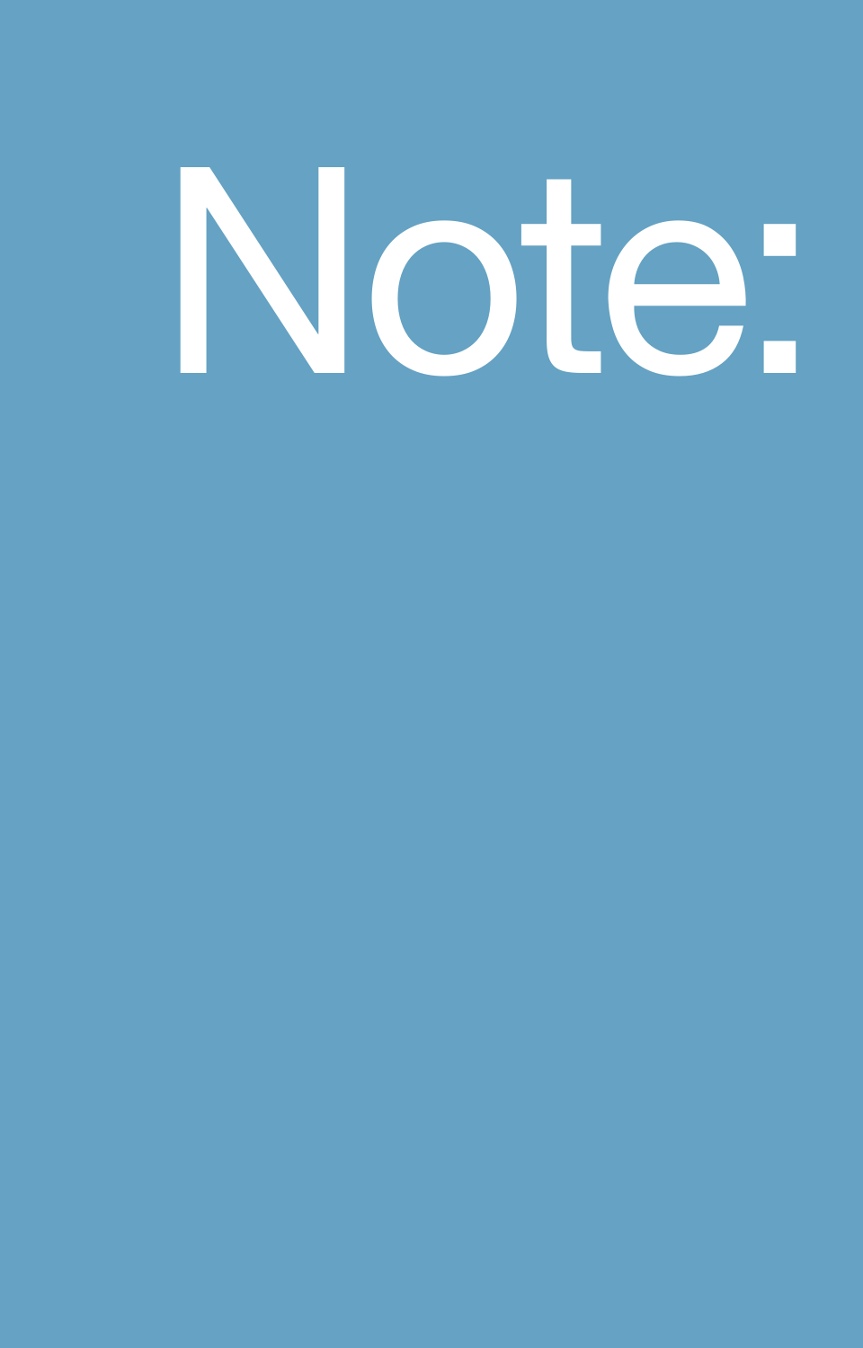# Note: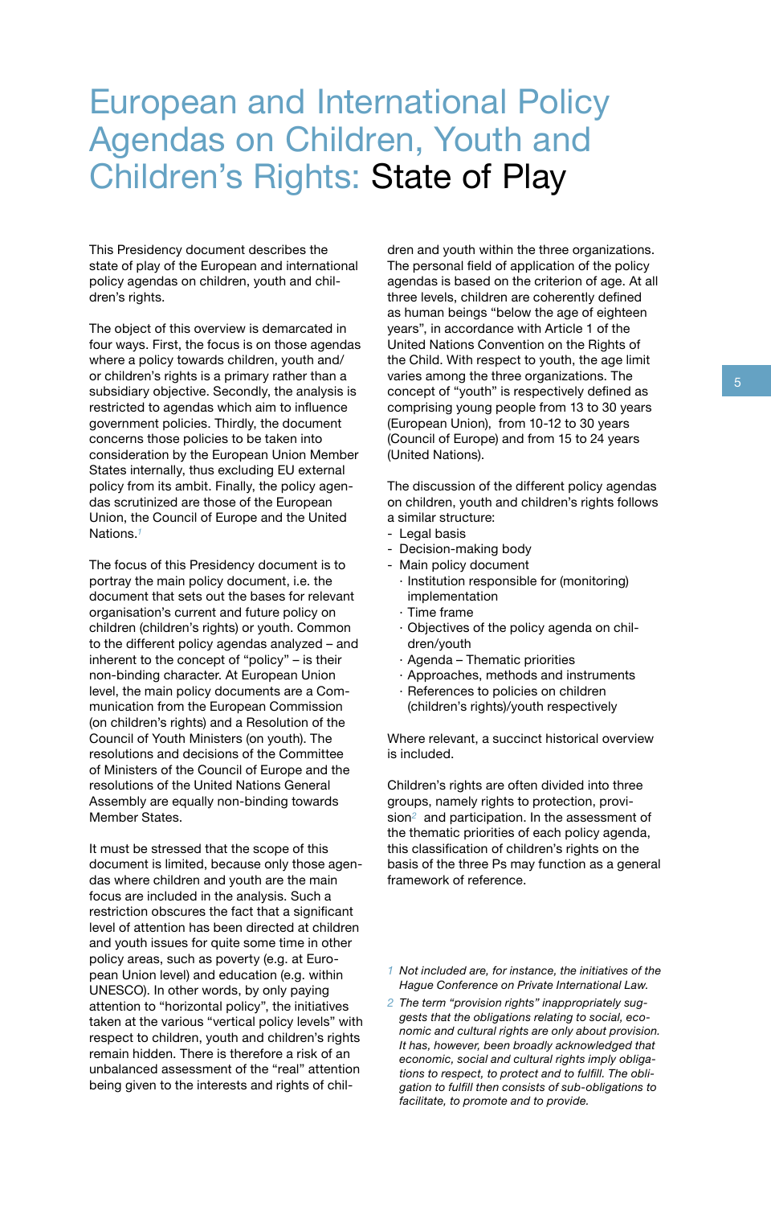# European and International Policy Agendas on Children, Youth and Children's Rights: State of Play

This Presidency document describes the state of play of the European and international policy agendas on children, youth and children's rights.

The object of this overview is demarcated in four ways. First, the focus is on those agendas where a policy towards children, youth and/or children's rights is a primary rather than a subsidiary objective. Secondly, the analysis is restricted to agendas which aim to influence government policies. Thirdly, the document concerns those policies to be taken into consideration by the European Union Member States internally, thus excluding EU external policy from its ambit. Finally, the policy agendas scrutinized are those of the European Union, the Council of Europe and the United Nations.[1]

The focus of this Presidency document is to portray the main policy document, i.e. the document that sets out the bases for relevant organisation's current and future policy on children (children's rights) or youth. Common to the different policy agendas analyzed – and inherent to the concept of "policy" – is their non-binding character. At European Union level, the main policy documents are a Communication from the European Commission (on children's rights) and a Resolution of the Council of Youth Ministers (on youth). The resolutions and decisions of the Committee of Ministers of the Council of Europe and the resolutions of the United Nations General Assembly are equally non-binding towards Member States.

It must be stressed that the scope of this document is limited, because only those agendas where children and youth are the main focus are included in the analysis. Such a restriction obscures the fact that a significant level of attention has been directed at children and youth issues for quite some time in other policy areas, such as poverty (e.g. at European Union level) and education (e.g. within UNESCO). In other words, by only paying attention to "horizontal policy", the initiatives taken at the various "vertical policy levels" with respect to children, youth and children's rights remain hidden. There is therefore a risk of an unbalanced assessment of the "real" attention being given to the interests and rights of children and youth within the three organizations. The personal field of application of the policy agendas is based on the criterion of age. At all three levels, children are coherently defined as human beings "below the age of eighteen years", in accordance with Article 1 of the United Nations Convention on the Rights of the Child. With respect to youth, the age limit varies among the three organizations. The concept of "youth" is respectively defined as comprising young people from 13 to 30 years (European Union), from 10-12 to 30 years (Council of Europe) and from 15 to 24 years (United Nations).

The discussion of the different policy agendas on children, youth and children's rights follows a similar structure:

- Legal basis
- Decision-making body
- Main policy document
  - Institution responsible for (monitoring) implementation
  - Time frame
  - Objectives of the policy agenda on children/youth
  - Agenda – Thematic priorities
  - Approaches, methods and instruments
  - References to policies on children (children's rights)/youth respectively

Where relevant, a succinct historical overview is included.

Children's rights are often divided into three groups, namely rights to protection, provision[2] and participation. In the assessment of the thematic priorities of each policy agenda, this classification of children's rights on the basis of the three Ps may function as a general framework of reference.

1 *Not included are, for instance, the initiatives of the Hague Conference on Private International Law.*

2 *The term "provision rights" inappropriately suggests that the obligations relating to social, economic and cultural rights are only about provision. It has, however, been broadly acknowledged that economic, social and cultural rights imply obligations to respect, to protect and to fulfill. The obligation to fulfill then consists of sub-obligations to facilitate, to promote and to provide.*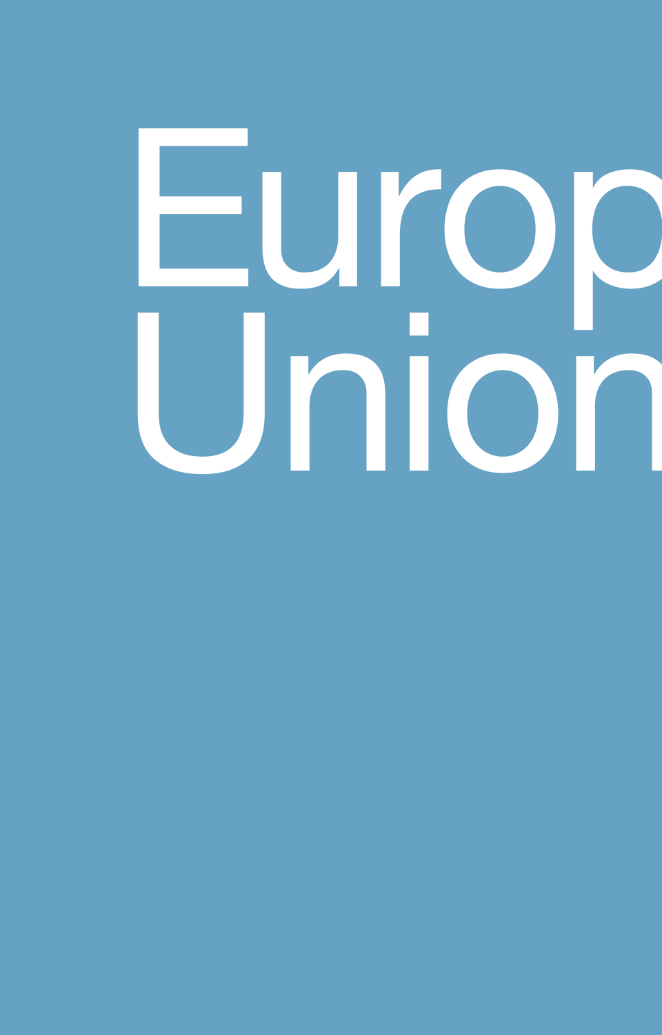# Europ
# Union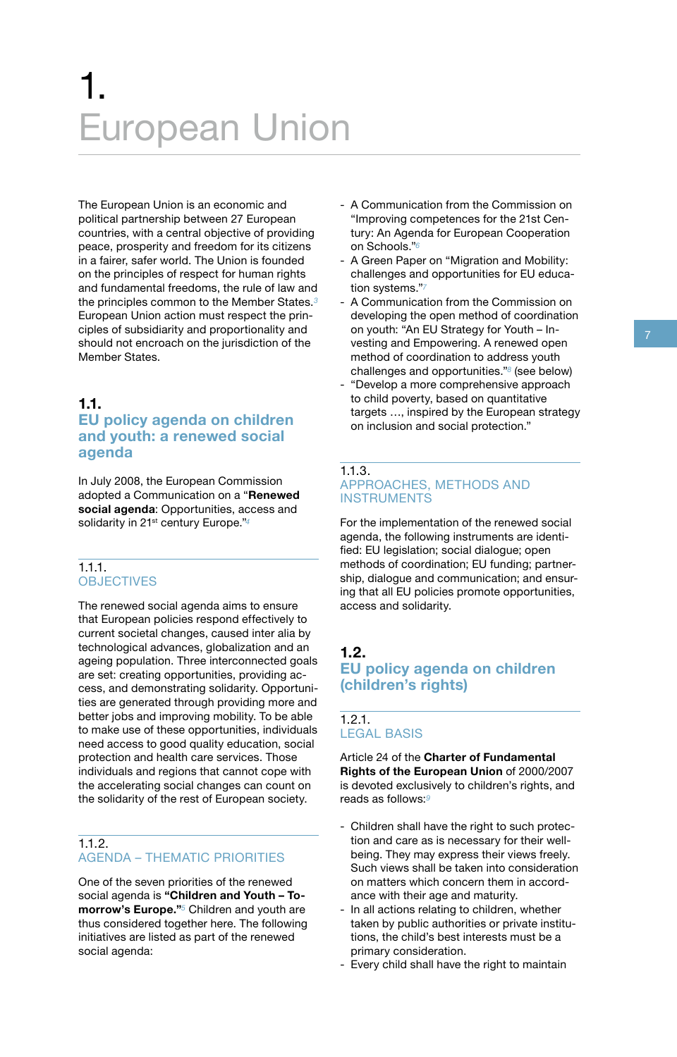# 1. European Union

The European Union is an economic and political partnership between 27 European countries, with a central objective of providing peace, prosperity and freedom for its citizens in a fairer, safer world. The Union is founded on the principles of respect for human rights and fundamental freedoms, the rule of law and the principles common to the Member States.[3] European Union action must respect the principles of subsidiarity and proportionality and should not encroach on the jurisdiction of the Member States.

## 1.1. EU policy agenda on children and youth: a renewed social agenda

In July 2008, the European Commission adopted a Communication on a "**Renewed social agenda**: Opportunities, access and solidarity in 21st century Europe."[4]

### 1.1.1. OBJECTIVES

The renewed social agenda aims to ensure that European policies respond effectively to current societal changes, caused inter alia by technological advances, globalization and an ageing population. Three interconnected goals are set: creating opportunities, providing access, and demonstrating solidarity. Opportunities are generated through providing more and better jobs and improving mobility. To be able to make use of these opportunities, individuals need access to good quality education, social protection and health care services. Those individuals and regions that cannot cope with the accelerating social changes can count on the solidarity of the rest of European society.

### 1.1.2. AGENDA – THEMATIC PRIORITIES

One of the seven priorities of the renewed social agenda is **"Children and Youth – Tomorrow's Europe."**[5] Children and youth are thus considered together here. The following initiatives are listed as part of the renewed social agenda:

- A Communication from the Commission on "Improving competences for the 21st Century: An Agenda for European Cooperation on Schools."[6]
- A Green Paper on "Migration and Mobility: challenges and opportunities for EU education systems."[7]
- A Communication from the Commission on developing the open method of coordination on youth: "An EU Strategy for Youth – Investing and Empowering. A renewed open method of coordination to address youth challenges and opportunities."[8] (see below)
- "Develop a more comprehensive approach to child poverty, based on quantitative targets …, inspired by the European strategy on inclusion and social protection."

### 1.1.3. APPROACHES, METHODS AND INSTRUMENTS

For the implementation of the renewed social agenda, the following instruments are identified: EU legislation; social dialogue; open methods of coordination; EU funding; partnership, dialogue and communication; and ensuring that all EU policies promote opportunities, access and solidarity.

## 1.2. EU policy agenda on children (children's rights)

### 1.2.1. LEGAL BASIS

Article 24 of the **Charter of Fundamental Rights of the European Union** of 2000/2007 is devoted exclusively to children's rights, and reads as follows:[9]

- Children shall have the right to such protection and care as is necessary for their well-being. They may express their views freely. Such views shall be taken into consideration on matters which concern them in accordance with their age and maturity.
- In all actions relating to children, whether taken by public authorities or private institutions, the child's best interests must be a primary consideration.
- Every child shall have the right to maintain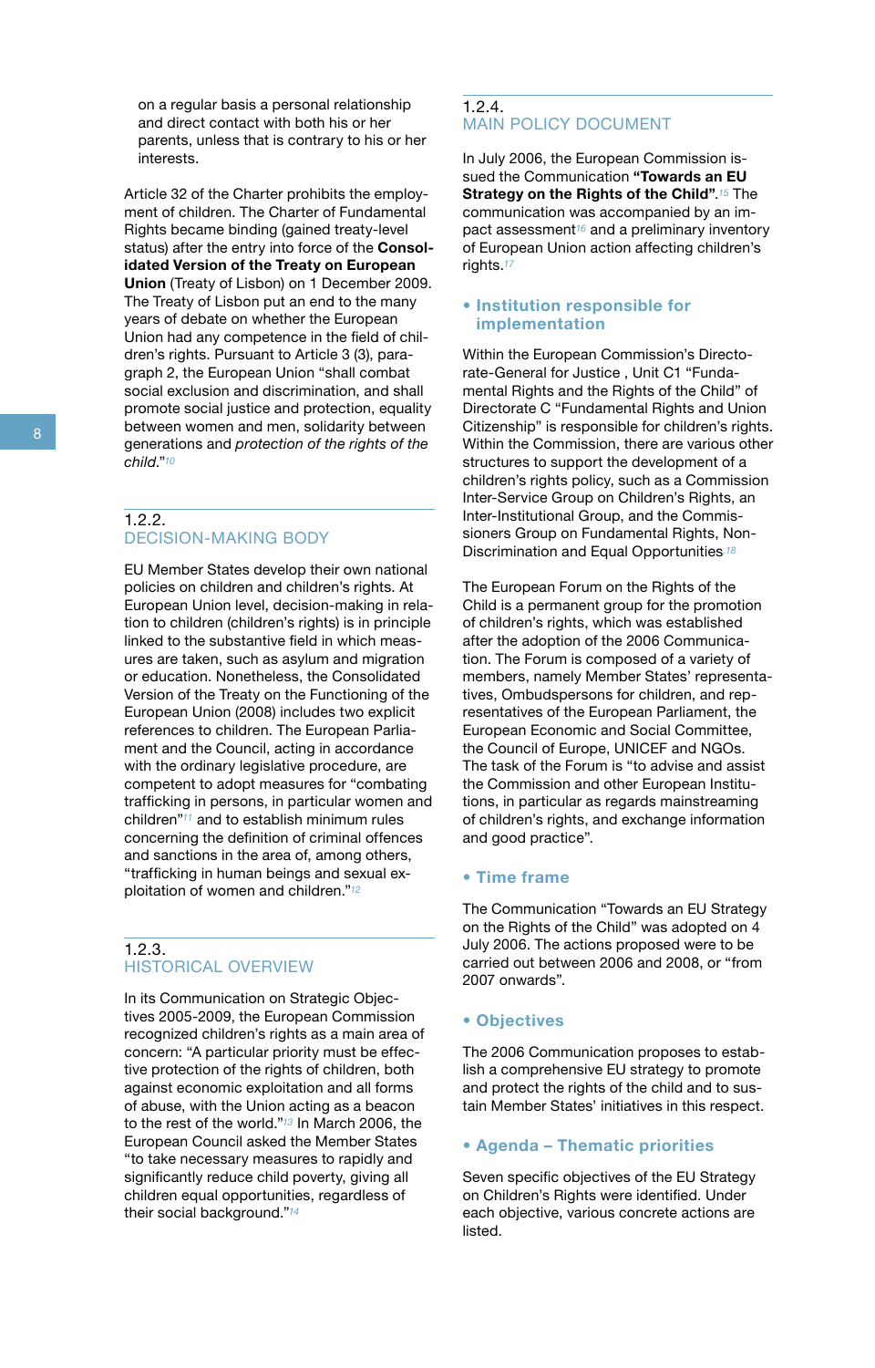on a regular basis a personal relationship and direct contact with both his or her parents, unless that is contrary to his or her interests.

Article 32 of the Charter prohibits the employment of children. The Charter of Fundamental Rights became binding (gained treaty-level status) after the entry into force of the **Consolidated Version of the Treaty on European Union** (Treaty of Lisbon) on 1 December 2009. The Treaty of Lisbon put an end to the many years of debate on whether the European Union had any competence in the field of children's rights. Pursuant to Article 3 (3), paragraph 2, the European Union "shall combat social exclusion and discrimination, and shall promote social justice and protection, equality between women and men, solidarity between generations and *protection of the rights of the child*."[10]

## 1.2.2. DECISION-MAKING BODY

EU Member States develop their own national policies on children and children's rights. At European Union level, decision-making in relation to children (children's rights) is in principle linked to the substantive field in which measures are taken, such as asylum and migration or education. Nonetheless, the Consolidated Version of the Treaty on the Functioning of the European Union (2008) includes two explicit references to children. The European Parliament and the Council, acting in accordance with the ordinary legislative procedure, are competent to adopt measures for "combating trafficking in persons, in particular women and children"[11] and to establish minimum rules concerning the definition of criminal offences and sanctions in the area of, among others, "trafficking in human beings and sexual exploitation of women and children."[12]

## 1.2.3. HISTORICAL OVERVIEW

In its Communication on Strategic Objectives 2005-2009, the European Commission recognized children's rights as a main area of concern: "A particular priority must be effective protection of the rights of children, both against economic exploitation and all forms of abuse, with the Union acting as a beacon to the rest of the world."[13] In March 2006, the European Council asked the Member States "to take necessary measures to rapidly and significantly reduce child poverty, giving all children equal opportunities, regardless of their social background."[14]

## 1.2.4. MAIN POLICY DOCUMENT

In July 2006, the European Commission issued the Communication **"Towards an EU Strategy on the Rights of the Child"**.[15] The communication was accompanied by an impact assessment[16] and a preliminary inventory of European Union action affecting children's rights.[17]

### • Institution responsible for implementation

Within the European Commission's Directorate-General for Justice , Unit C1 "Fundamental Rights and the Rights of the Child" of Directorate C "Fundamental Rights and Union Citizenship" is responsible for children's rights. Within the Commission, there are various other structures to support the development of a children's rights policy, such as a Commission Inter-Service Group on Children's Rights, an Inter-Institutional Group, and the Commissioners Group on Fundamental Rights, Non-Discrimination and Equal Opportunities [18]

The European Forum on the Rights of the Child is a permanent group for the promotion of children's rights, which was established after the adoption of the 2006 Communication. The Forum is composed of a variety of members, namely Member States' representatives, Ombudspersons for children, and representatives of the European Parliament, the European Economic and Social Committee, the Council of Europe, UNICEF and NGOs. The task of the Forum is "to advise and assist the Commission and other European Institutions, in particular as regards mainstreaming of children's rights, and exchange information and good practice".

### • Time frame

The Communication "Towards an EU Strategy on the Rights of the Child" was adopted on 4 July 2006. The actions proposed were to be carried out between 2006 and 2008, or "from 2007 onwards".

### • Objectives

The 2006 Communication proposes to establish a comprehensive EU strategy to promote and protect the rights of the child and to sustain Member States' initiatives in this respect.

### • Agenda – Thematic priorities

Seven specific objectives of the EU Strategy on Children's Rights were identified. Under each objective, various concrete actions are listed.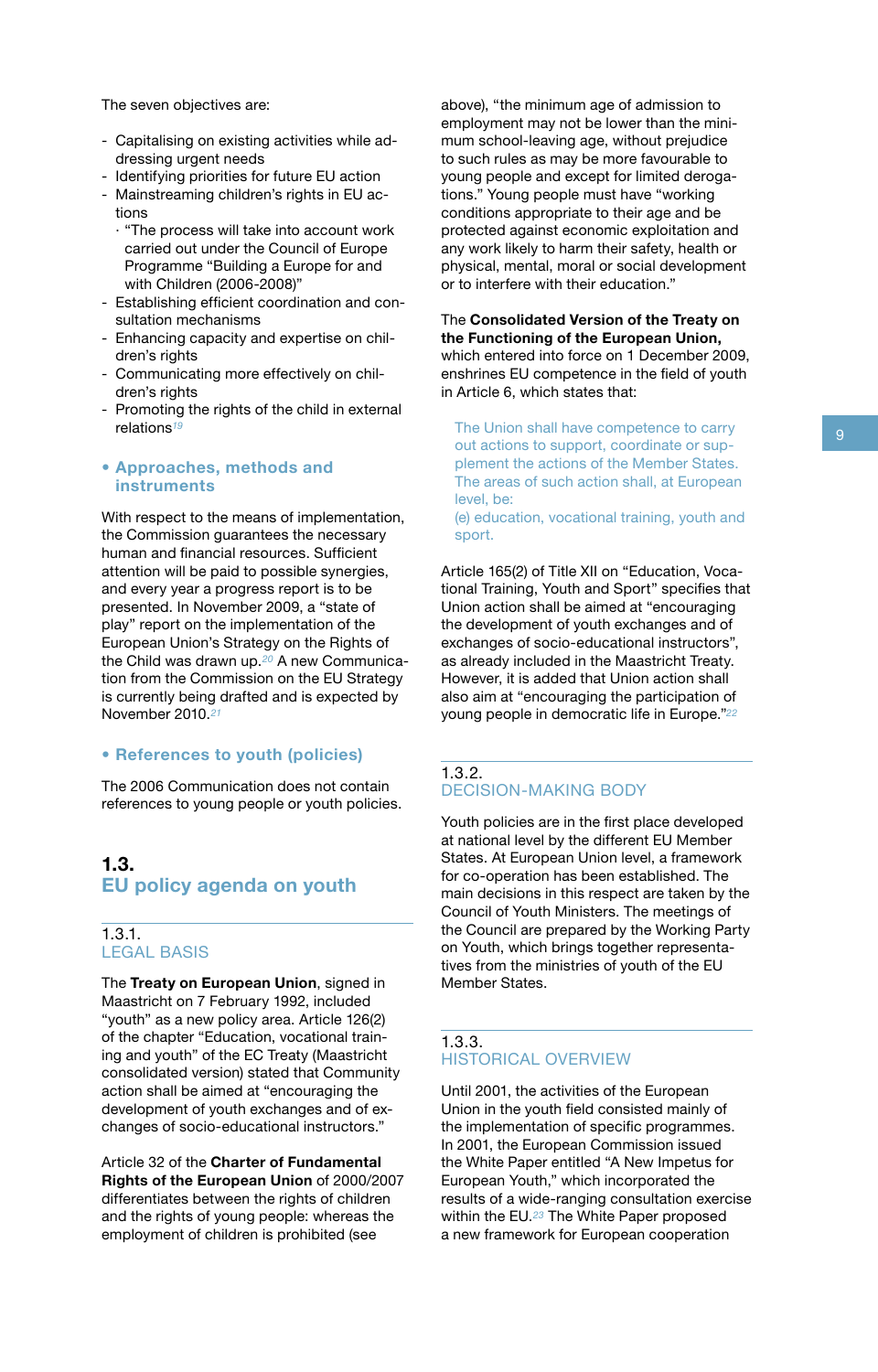The seven objectives are:

- Capitalising on existing activities while addressing urgent needs
- Identifying priorities for future EU action
- Mainstreaming children's rights in EU actions
  - "The process will take into account work carried out under the Council of Europe Programme "Building a Europe for and with Children (2006-2008)"
- Establishing efficient coordination and consultation mechanisms
- Enhancing capacity and expertise on children's rights
- Communicating more effectively on children's rights
- Promoting the rights of the child in external relations[19]

- **Approaches, methods and instruments**

With respect to the means of implementation, the Commission guarantees the necessary human and financial resources. Sufficient attention will be paid to possible synergies, and every year a progress report is to be presented. In November 2009, a "state of play" report on the implementation of the European Union's Strategy on the Rights of the Child was drawn up.[20] A new Communication from the Commission on the EU Strategy is currently being drafted and is expected by November 2010.[21]

- **References to youth (policies)**

The 2006 Communication does not contain references to young people or youth policies.

## 1.3. EU policy agenda on youth

### 1.3.1. LEGAL BASIS

The **Treaty on European Union**, signed in Maastricht on 7 February 1992, included "youth" as a new policy area. Article 126(2) of the chapter "Education, vocational training and youth" of the EC Treaty (Maastricht consolidated version) stated that Community action shall be aimed at "encouraging the development of youth exchanges and of exchanges of socio-educational instructors."

Article 32 of the **Charter of Fundamental Rights of the European Union** of 2000/2007 differentiates between the rights of children and the rights of young people: whereas the employment of children is prohibited (see above), "the minimum age of admission to employment may not be lower than the minimum school-leaving age, without prejudice to such rules as may be more favourable to young people and except for limited derogations." Young people must have "working conditions appropriate to their age and be protected against economic exploitation and any work likely to harm their safety, health or physical, mental, moral or social development or to interfere with their education."

The **Consolidated Version of the Treaty on the Functioning of the European Union,** which entered into force on 1 December 2009, enshrines EU competence in the field of youth in Article 6, which states that:

> The Union shall have competence to carry out actions to support, coordinate or supplement the actions of the Member States. The areas of such action shall, at European level, be:
> (e) education, vocational training, youth and sport.

Article 165(2) of Title XII on "Education, Vocational Training, Youth and Sport" specifies that Union action shall be aimed at "encouraging the development of youth exchanges and of exchanges of socio-educational instructors", as already included in the Maastricht Treaty. However, it is added that Union action shall also aim at "encouraging the participation of young people in democratic life in Europe."[22]

### 1.3.2. DECISION-MAKING BODY

Youth policies are in the first place developed at national level by the different EU Member States. At European Union level, a framework for co-operation has been established. The main decisions in this respect are taken by the Council of Youth Ministers. The meetings of the Council are prepared by the Working Party on Youth, which brings together representatives from the ministries of youth of the EU Member States.

### 1.3.3. HISTORICAL OVERVIEW

Until 2001, the activities of the European Union in the youth field consisted mainly of the implementation of specific programmes. In 2001, the European Commission issued the White Paper entitled "A New Impetus for European Youth," which incorporated the results of a wide-ranging consultation exercise within the EU.[23] The White Paper proposed a new framework for European cooperation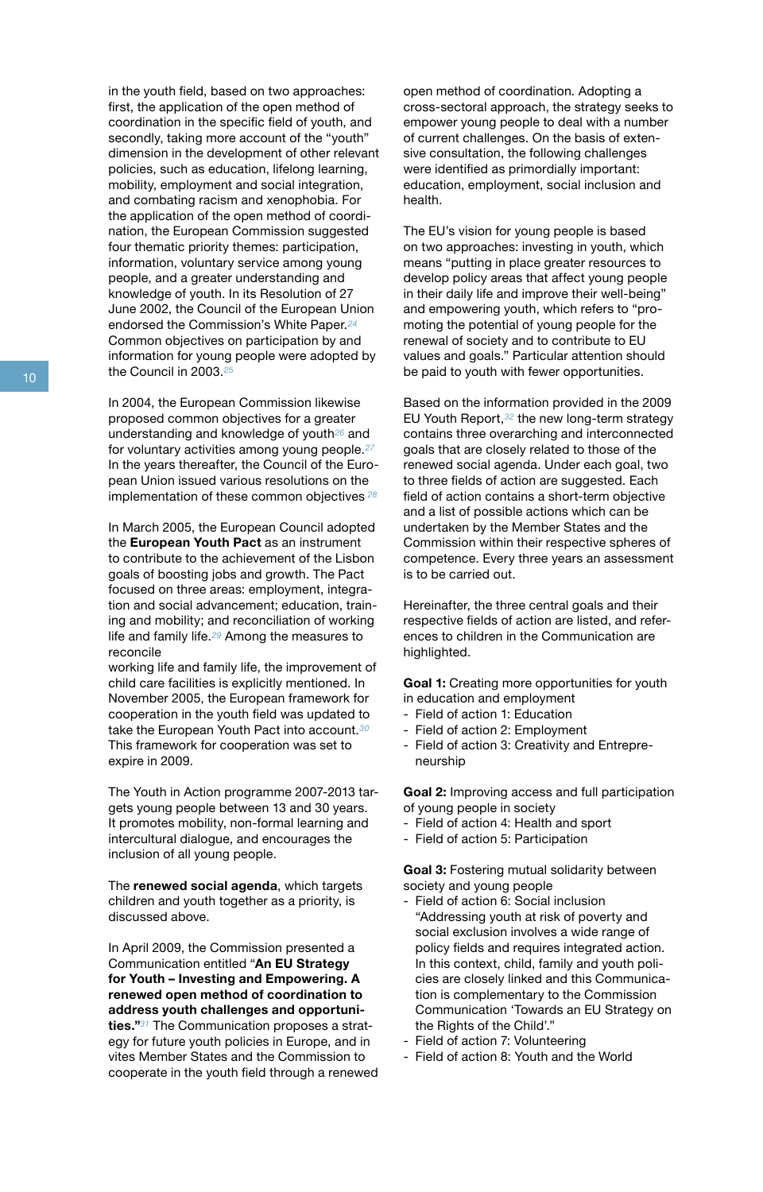in the youth field, based on two approaches: first, the application of the open method of coordination in the specific field of youth, and secondly, taking more account of the "youth" dimension in the development of other relevant policies, such as education, lifelong learning, mobility, employment and social integration, and combating racism and xenophobia. For the application of the open method of coordination, the European Commission suggested four thematic priority themes: participation, information, voluntary service among young people, and a greater understanding and knowledge of youth. In its Resolution of 27 June 2002, the Council of the European Union endorsed the Commission's White Paper.[24] Common objectives on participation by and information for young people were adopted by the Council in 2003.[25]

In 2004, the European Commission likewise proposed common objectives for a greater understanding and knowledge of youth[26] and for voluntary activities among young people.[27] In the years thereafter, the Council of the European Union issued various resolutions on the implementation of these common objectives[28]

In March 2005, the European Council adopted the **European Youth Pact** as an instrument to contribute to the achievement of the Lisbon goals of boosting jobs and growth. The Pact focused on three areas: employment, integration and social advancement; education, training and mobility; and reconciliation of working life and family life.[29] Among the measures to reconcile
working life and family life, the improvement of child care facilities is explicitly mentioned. In November 2005, the European framework for cooperation in the youth field was updated to take the European Youth Pact into account.[30] This framework for cooperation was set to expire in 2009.

The Youth in Action programme 2007-2013 targets young people between 13 and 30 years. It promotes mobility, non-formal learning and intercultural dialogue, and encourages the inclusion of all young people.

The **renewed social agenda**, which targets children and youth together as a priority, is discussed above.

In April 2009, the Commission presented a Communication entitled "**An EU Strategy for Youth – Investing and Empowering. A renewed open method of coordination to address youth challenges and opportunities.**"[31] The Communication proposes a strategy for future youth policies in Europe, and invites Member States and the Commission to cooperate in the youth field through a renewed open method of coordination. Adopting a cross-sectoral approach, the strategy seeks to empower young people to deal with a number of current challenges. On the basis of extensive consultation, the following challenges were identified as primordially important: education, employment, social inclusion and health.

The EU's vision for young people is based on two approaches: investing in youth, which means "putting in place greater resources to develop policy areas that affect young people in their daily life and improve their well-being" and empowering youth, which refers to "promoting the potential of young people for the renewal of society and to contribute to EU values and goals." Particular attention should be paid to youth with fewer opportunities.

Based on the information provided in the 2009 EU Youth Report,[32] the new long-term strategy contains three overarching and interconnected goals that are closely related to those of the renewed social agenda. Under each goal, two to three fields of action are suggested. Each field of action contains a short-term objective and a list of possible actions which can be undertaken by the Member States and the Commission within their respective spheres of competence. Every three years an assessment is to be carried out.

Hereinafter, the three central goals and their respective fields of action are listed, and references to children in the Communication are highlighted.

**Goal 1:** Creating more opportunities for youth in education and employment
- Field of action 1: Education
- Field of action 2: Employment
- Field of action 3: Creativity and Entrepreneurship

**Goal 2:** Improving access and full participation of young people in society
- Field of action 4: Health and sport
- Field of action 5: Participation

**Goal 3:** Fostering mutual solidarity between society and young people
- Field of action 6: Social inclusion
  "Addressing youth at risk of poverty and social exclusion involves a wide range of policy fields and requires integrated action. In this context, child, family and youth policies are closely linked and this Communication is complementary to the Commission Communication 'Towards an EU Strategy on the Rights of the Child'."
- Field of action 7: Volunteering
- Field of action 8: Youth and the World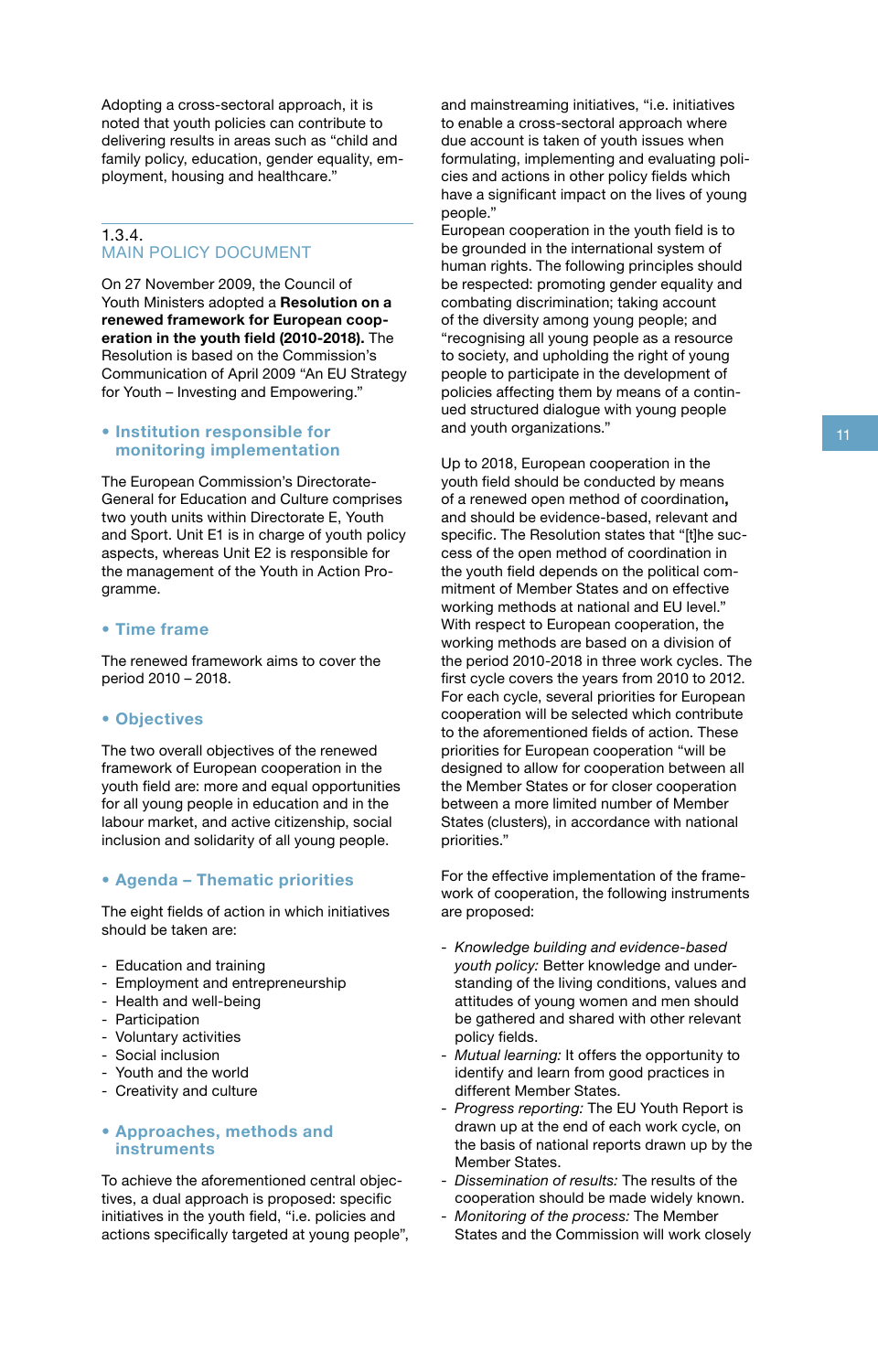Adopting a cross-sectoral approach, it is noted that youth policies can contribute to delivering results in areas such as "child and family policy, education, gender equality, employment, housing and healthcare."

### 1.3.4. MAIN POLICY DOCUMENT

On 27 November 2009, the Council of Youth Ministers adopted a **Resolution on a renewed framework for European cooperation in the youth field (2010-2018).** The Resolution is based on the Commission's Communication of April 2009 "An EU Strategy for Youth – Investing and Empowering."

#### • Institution responsible for monitoring implementation

The European Commission's Directorate-General for Education and Culture comprises two youth units within Directorate E, Youth and Sport. Unit E1 is in charge of youth policy aspects, whereas Unit E2 is responsible for the management of the Youth in Action Programme.

#### • Time frame

The renewed framework aims to cover the period 2010 – 2018.

#### • Objectives

The two overall objectives of the renewed framework of European cooperation in the youth field are: more and equal opportunities for all young people in education and in the labour market, and active citizenship, social inclusion and solidarity of all young people.

#### • Agenda – Thematic priorities

The eight fields of action in which initiatives should be taken are:

- Education and training
- Employment and entrepreneurship
- Health and well-being
- Participation
- Voluntary activities
- Social inclusion
- Youth and the world
- Creativity and culture

#### • Approaches, methods and instruments

To achieve the aforementioned central objectives, a dual approach is proposed: specific initiatives in the youth field, "i.e. policies and actions specifically targeted at young people", and mainstreaming initiatives, "i.e. initiatives to enable a cross-sectoral approach where due account is taken of youth issues when formulating, implementing and evaluating policies and actions in other policy fields which have a significant impact on the lives of young people."

European cooperation in the youth field is to be grounded in the international system of human rights. The following principles should be respected: promoting gender equality and combating discrimination; taking account of the diversity among young people; and "recognising all young people as a resource to society, and upholding the right of young people to participate in the development of policies affecting them by means of a continued structured dialogue with young people and youth organizations."

Up to 2018, European cooperation in the youth field should be conducted by means of a renewed open method of coordination**,** and should be evidence-based, relevant and specific. The Resolution states that "[t]he success of the open method of coordination in the youth field depends on the political commitment of Member States and on effective working methods at national and EU level." With respect to European cooperation, the working methods are based on a division of the period 2010-2018 in three work cycles. The first cycle covers the years from 2010 to 2012. For each cycle, several priorities for European cooperation will be selected which contribute to the aforementioned fields of action. These priorities for European cooperation "will be designed to allow for cooperation between all the Member States or for closer cooperation between a more limited number of Member States (clusters), in accordance with national priorities."

For the effective implementation of the framework of cooperation, the following instruments are proposed:

- *Knowledge building and evidence-based youth policy:* Better knowledge and understanding of the living conditions, values and attitudes of young women and men should be gathered and shared with other relevant policy fields.
- *Mutual learning:* It offers the opportunity to identify and learn from good practices in different Member States.
- *Progress reporting:* The EU Youth Report is drawn up at the end of each work cycle, on the basis of national reports drawn up by the Member States.
- *Dissemination of results:* The results of the cooperation should be made widely known.
- *Monitoring of the process:* The Member States and the Commission will work closely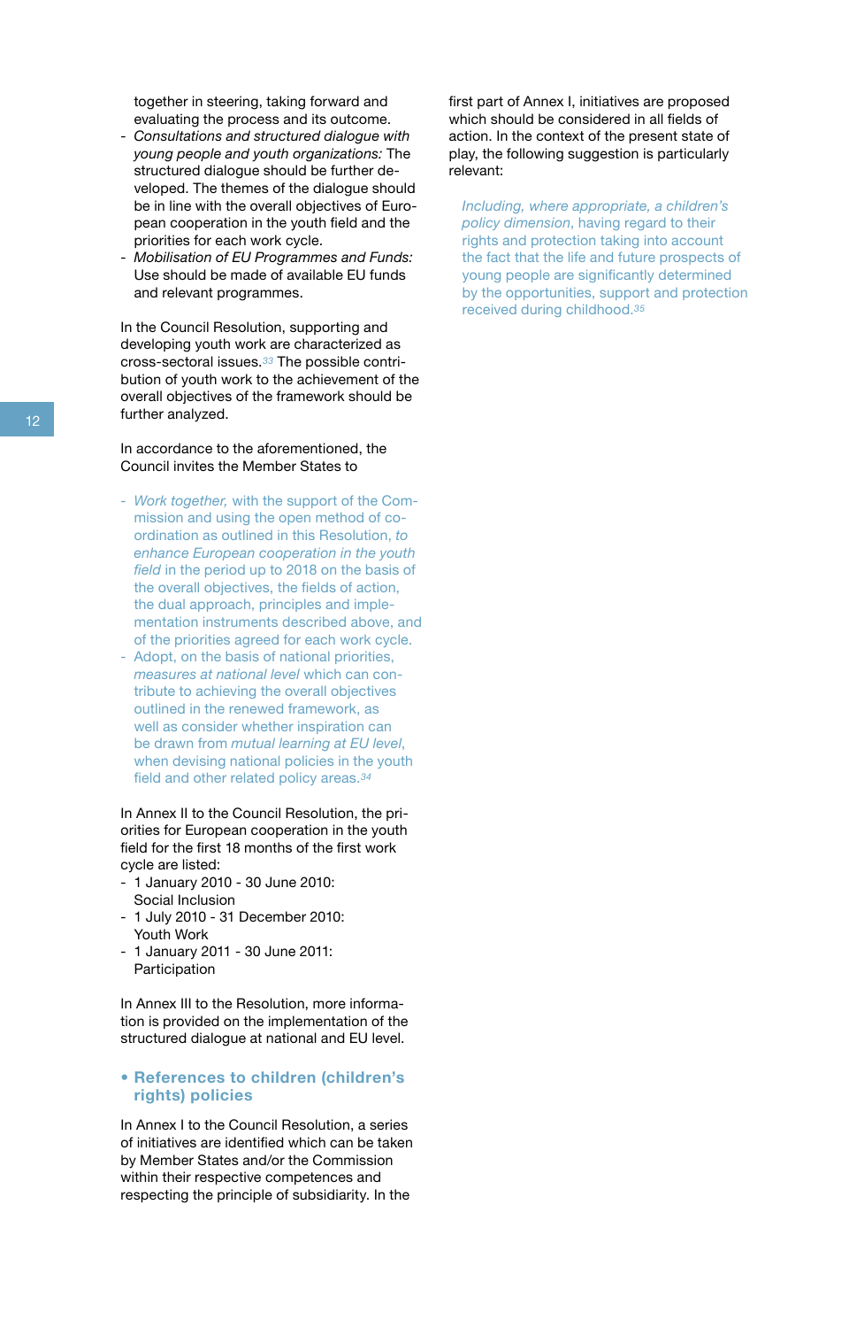together in steering, taking forward and evaluating the process and its outcome.
- *Consultations and structured dialogue with young people and youth organizations:* The structured dialogue should be further developed. The themes of the dialogue should be in line with the overall objectives of European cooperation in the youth field and the priorities for each work cycle.
- *Mobilisation of EU Programmes and Funds:* Use should be made of available EU funds and relevant programmes.

In the Council Resolution, supporting and developing youth work are characterized as cross-sectoral issues.[33] The possible contribution of youth work to the achievement of the overall objectives of the framework should be further analyzed.

In accordance to the aforementioned, the Council invites the Member States to

- *Work together,* with the support of the Commission and using the open method of coordination as outlined in this Resolution, *to enhance European cooperation in the youth field* in the period up to 2018 on the basis of the overall objectives, the fields of action, the dual approach, principles and implementation instruments described above, and of the priorities agreed for each work cycle.
- Adopt, on the basis of national priorities, *measures at national level* which can contribute to achieving the overall objectives outlined in the renewed framework, as well as consider whether inspiration can be drawn from *mutual learning at EU level*, when devising national policies in the youth field and other related policy areas.[34]

In Annex II to the Council Resolution, the priorities for European cooperation in the youth field for the first 18 months of the first work cycle are listed:
- 1 January 2010 - 30 June 2010: Social Inclusion
- 1 July 2010 - 31 December 2010: Youth Work
- 1 January 2011 - 30 June 2011: Participation

In Annex III to the Resolution, more information is provided on the implementation of the structured dialogue at national and EU level.

### • References to children (children's rights) policies

In Annex I to the Council Resolution, a series of initiatives are identified which can be taken by Member States and/or the Commission within their respective competences and respecting the principle of subsidiarity. In the first part of Annex I, initiatives are proposed which should be considered in all fields of action. In the context of the present state of play, the following suggestion is particularly relevant:

> *Including, where appropriate, a children's policy dimension*, having regard to their rights and protection taking into account the fact that the life and future prospects of young people are significantly determined by the opportunities, support and protection received during childhood.[35]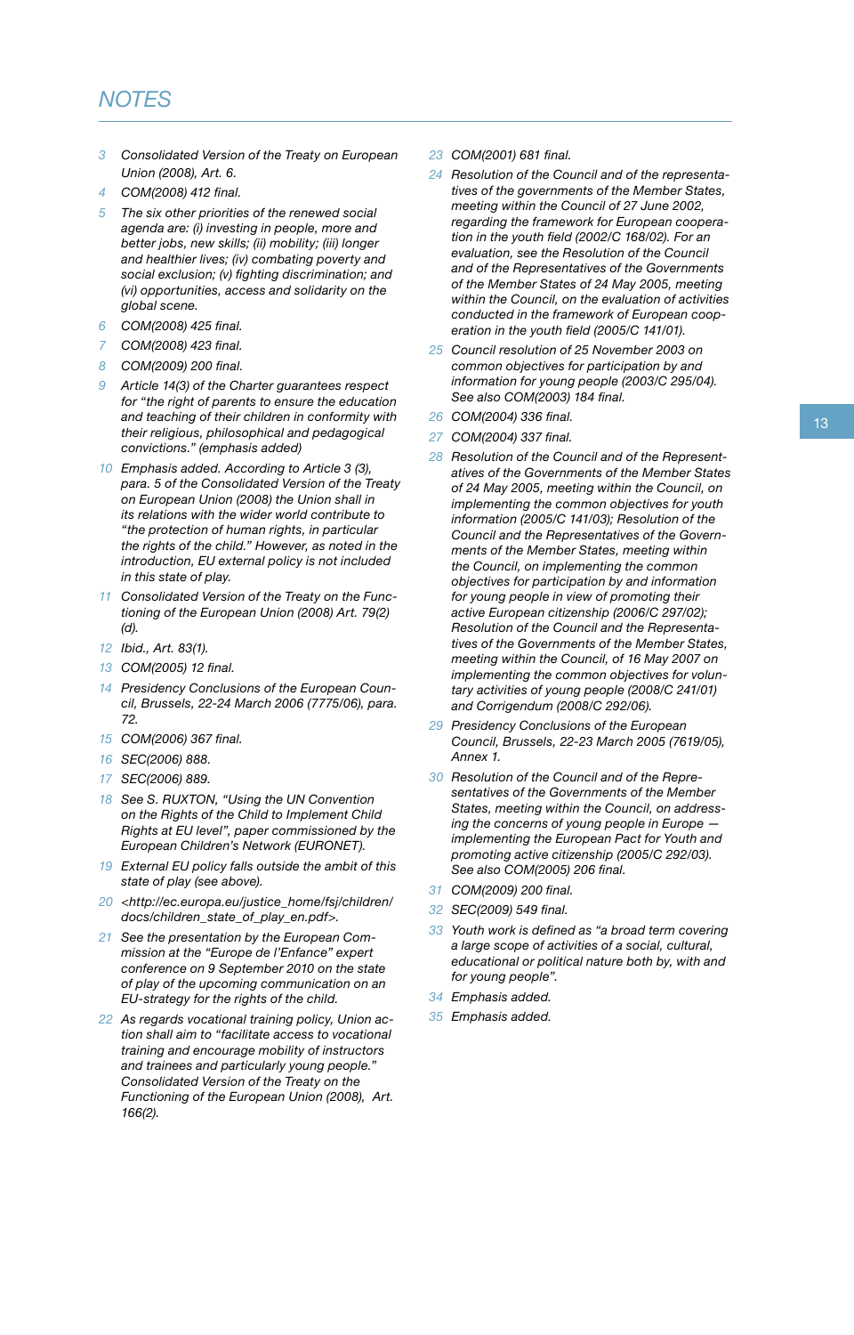## NOTES

3 Consolidated Version of the Treaty on European Union (2008), Art. 6.

4 COM(2008) 412 final.

5 The six other priorities of the renewed social agenda are: (i) investing in people, more and better jobs, new skills; (ii) mobility; (iii) longer and healthier lives; (iv) combating poverty and social exclusion; (v) fighting discrimination; and (vi) opportunities, access and solidarity on the global scene.

6 COM(2008) 425 final.

7 COM(2008) 423 final.

8 COM(2009) 200 final.

9 Article 14(3) of the Charter guarantees respect for "the right of parents to ensure the education and teaching of their children in conformity with their religious, philosophical and pedagogical convictions." (emphasis added)

10 Emphasis added. According to Article 3 (3), para. 5 of the Consolidated Version of the Treaty on European Union (2008) the Union shall in its relations with the wider world contribute to "the protection of human rights, in particular the rights of the child." However, as noted in the introduction, EU external policy is not included in this state of play.

11 Consolidated Version of the Treaty on the Functioning of the European Union (2008) Art. 79(2) (d).

12 Ibid., Art. 83(1).

13 COM(2005) 12 final.

14 Presidency Conclusions of the European Council, Brussels, 22-24 March 2006 (7775/06), para. 72.

15 COM(2006) 367 final.

16 SEC(2006) 888.

17 SEC(2006) 889.

18 See S. RUXTON, "Using the UN Convention on the Rights of the Child to Implement Child Rights at EU level", paper commissioned by the European Children's Network (EURONET).

19 External EU policy falls outside the ambit of this state of play (see above).

20 <http://ec.europa.eu/justice_home/fsj/children/docs/children_state_of_play_en.pdf>.

21 See the presentation by the European Commission at the "Europe de l'Enfance" expert conference on 9 September 2010 on the state of play of the upcoming communication on an EU-strategy for the rights of the child.

22 As regards vocational training policy, Union action shall aim to "facilitate access to vocational training and encourage mobility of instructors and trainees and particularly young people." Consolidated Version of the Treaty on the Functioning of the European Union (2008), Art. 166(2).

23 COM(2001) 681 final.

24 Resolution of the Council and of the representatives of the governments of the Member States, meeting within the Council of 27 June 2002, regarding the framework for European cooperation in the youth field (2002/C 168/02). For an evaluation, see the Resolution of the Council and of the Representatives of the Governments of the Member States of 24 May 2005, meeting within the Council, on the evaluation of activities conducted in the framework of European cooperation in the youth field (2005/C 141/01).

25 Council resolution of 25 November 2003 on common objectives for participation by and information for young people (2003/C 295/04). See also COM(2003) 184 final.

26 COM(2004) 336 final.

27 COM(2004) 337 final.

28 Resolution of the Council and of the Representatives of the Governments of the Member States of 24 May 2005, meeting within the Council, on implementing the common objectives for youth information (2005/C 141/03); Resolution of the Council and the Representatives of the Governments of the Member States, meeting within the Council, on implementing the common objectives for participation by and information for young people in view of promoting their active European citizenship (2006/C 297/02); Resolution of the Council and the Representatives of the Governments of the Member States, meeting within the Council, of 16 May 2007 on implementing the common objectives for voluntary activities of young people (2008/C 241/01) and Corrigendum (2008/C 292/06).

29 Presidency Conclusions of the European Council, Brussels, 22-23 March 2005 (7619/05), Annex 1.

30 Resolution of the Council and of the Representatives of the Governments of the Member States, meeting within the Council, on addressing the concerns of young people in Europe — implementing the European Pact for Youth and promoting active citizenship (2005/C 292/03). See also COM(2005) 206 final.

31 COM(2009) 200 final.

32 SEC(2009) 549 final.

33 Youth work is defined as "a broad term covering a large scope of activities of a social, cultural, educational or political nature both by, with and for young people".

34 Emphasis added.

35 Emphasis added.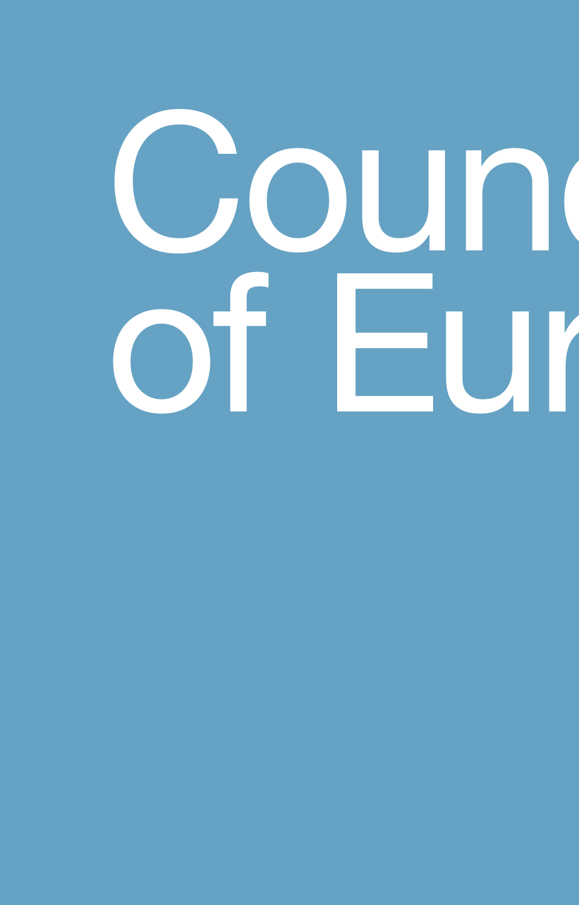# Counc
# of Eur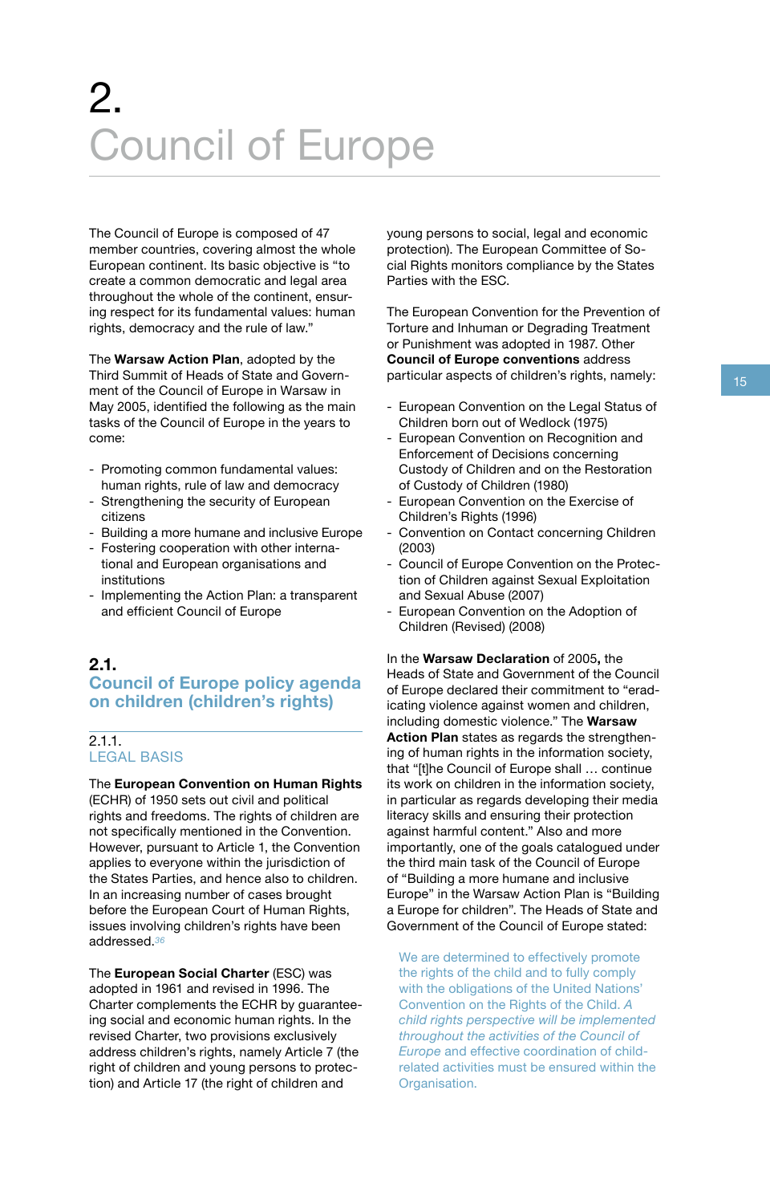# 2. Council of Europe

The Council of Europe is composed of 47 member countries, covering almost the whole European continent. Its basic objective is "to create a common democratic and legal area throughout the whole of the continent, ensuring respect for its fundamental values: human rights, democracy and the rule of law."

The **Warsaw Action Plan**, adopted by the Third Summit of Heads of State and Government of the Council of Europe in Warsaw in May 2005, identified the following as the main tasks of the Council of Europe in the years to come:

- Promoting common fundamental values: human rights, rule of law and democracy
- Strengthening the security of European citizens
- Building a more humane and inclusive Europe
- Fostering cooperation with other international and European organisations and institutions
- Implementing the Action Plan: a transparent and efficient Council of Europe

## 2.1. Council of Europe policy agenda on children (children's rights)

### 2.1.1. LEGAL BASIS

The **European Convention on Human Rights** (ECHR) of 1950 sets out civil and political rights and freedoms. The rights of children are not specifically mentioned in the Convention. However, pursuant to Article 1, the Convention applies to everyone within the jurisdiction of the States Parties, and hence also to children. In an increasing number of cases brought before the European Court of Human Rights, issues involving children's rights have been addressed.[36]

The **European Social Charter** (ESC) was adopted in 1961 and revised in 1996. The Charter complements the ECHR by guaranteeing social and economic human rights. In the revised Charter, two provisions exclusively address children's rights, namely Article 7 (the right of children and young persons to protection) and Article 17 (the right of children and young persons to social, legal and economic protection). The European Committee of Social Rights monitors compliance by the States Parties with the ESC.

The European Convention for the Prevention of Torture and Inhuman or Degrading Treatment or Punishment was adopted in 1987. Other **Council of Europe conventions** address particular aspects of children's rights, namely:

- European Convention on the Legal Status of Children born out of Wedlock (1975)
- European Convention on Recognition and Enforcement of Decisions concerning Custody of Children and on the Restoration of Custody of Children (1980)
- European Convention on the Exercise of Children's Rights (1996)
- Convention on Contact concerning Children (2003)
- Council of Europe Convention on the Protection of Children against Sexual Exploitation and Sexual Abuse (2007)
- European Convention on the Adoption of Children (Revised) (2008)

In the **Warsaw Declaration** of 2005**,** the Heads of State and Government of the Council of Europe declared their commitment to "eradicating violence against women and children, including domestic violence." The **Warsaw Action Plan** states as regards the strengthening of human rights in the information society, that "[t]he Council of Europe shall … continue its work on children in the information society, in particular as regards developing their media literacy skills and ensuring their protection against harmful content." Also and more importantly, one of the goals catalogued under the third main task of the Council of Europe of "Building a more humane and inclusive Europe" in the Warsaw Action Plan is "Building a Europe for children". The Heads of State and Government of the Council of Europe stated:

> We are determined to effectively promote the rights of the child and to fully comply with the obligations of the United Nations' Convention on the Rights of the Child. *A child rights perspective will be implemented throughout the activities of the Council of Europe* and effective coordination of child-related activities must be ensured within the Organisation.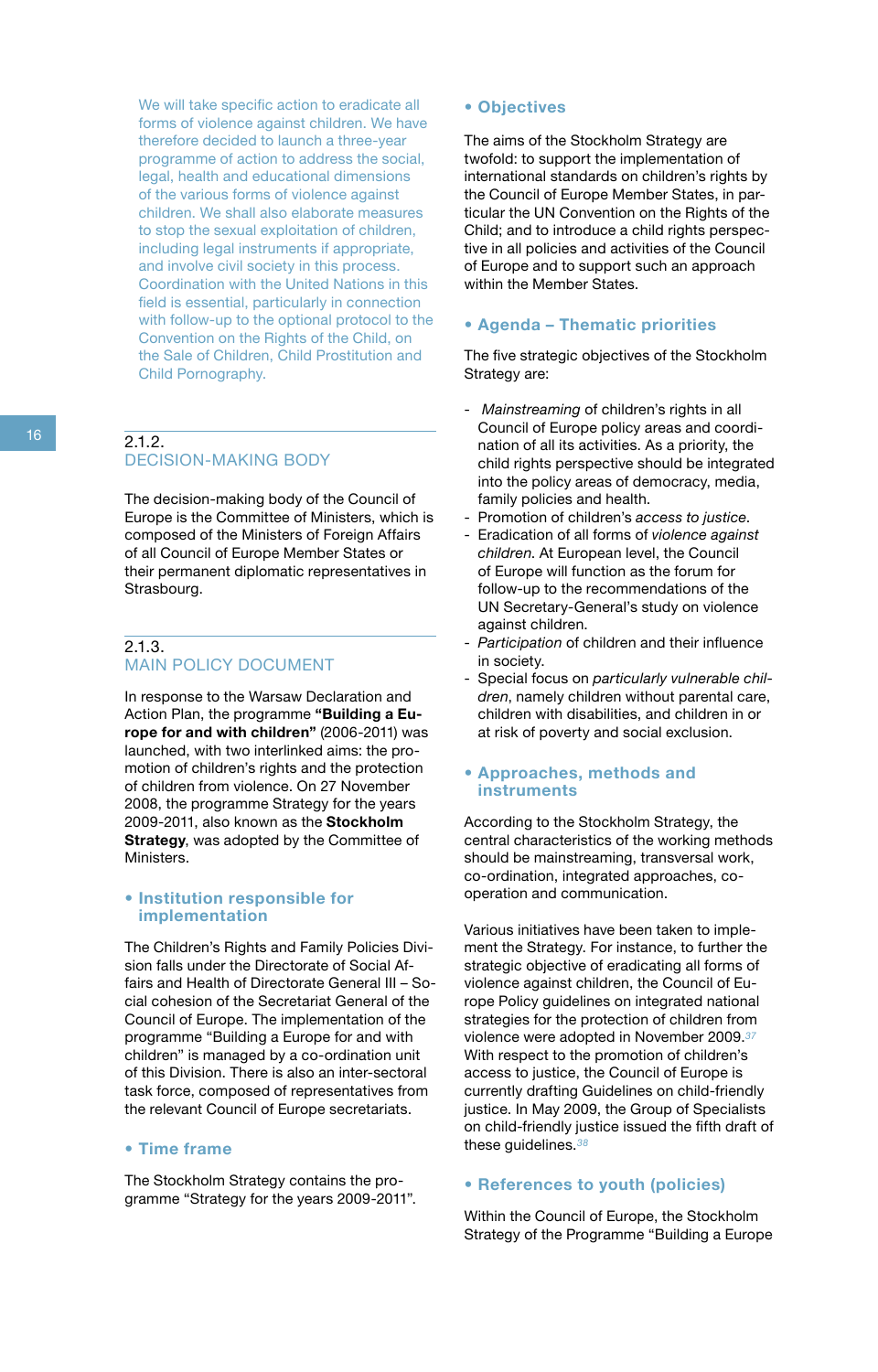We will take specific action to eradicate all forms of violence against children. We have therefore decided to launch a three-year programme of action to address the social, legal, health and educational dimensions of the various forms of violence against children. We shall also elaborate measures to stop the sexual exploitation of children, including legal instruments if appropriate, and involve civil society in this process. Coordination with the United Nations in this field is essential, particularly in connection with follow-up to the optional protocol to the Convention on the Rights of the Child, on the Sale of Children, Child Prostitution and Child Pornography.

### 2.1.2. DECISION-MAKING BODY

The decision-making body of the Council of Europe is the Committee of Ministers, which is composed of the Ministers of Foreign Affairs of all Council of Europe Member States or their permanent diplomatic representatives in Strasbourg.

### 2.1.3. MAIN POLICY DOCUMENT

In response to the Warsaw Declaration and Action Plan, the programme **"Building a Europe for and with children"** (2006-2011) was launched, with two interlinked aims: the promotion of children's rights and the protection of children from violence. On 27 November 2008, the programme Strategy for the years 2009-2011, also known as the **Stockholm Strategy**, was adopted by the Committee of Ministers.

#### • Institution responsible for implementation

The Children's Rights and Family Policies Division falls under the Directorate of Social Affairs and Health of Directorate General III – Social cohesion of the Secretariat General of the Council of Europe. The implementation of the programme "Building a Europe for and with children" is managed by a co-ordination unit of this Division. There is also an inter-sectoral task force, composed of representatives from the relevant Council of Europe secretariats.

#### • Time frame

The Stockholm Strategy contains the programme "Strategy for the years 2009-2011".

#### • Objectives

The aims of the Stockholm Strategy are twofold: to support the implementation of international standards on children's rights by the Council of Europe Member States, in particular the UN Convention on the Rights of the Child; and to introduce a child rights perspective in all policies and activities of the Council of Europe and to support such an approach within the Member States.

#### • Agenda – Thematic priorities

The five strategic objectives of the Stockholm Strategy are:

- *Mainstreaming* of children's rights in all Council of Europe policy areas and coordination of all its activities. As a priority, the child rights perspective should be integrated into the policy areas of democracy, media, family policies and health.
- Promotion of children's *access to justice*.
- Eradication of all forms of *violence against children*. At European level, the Council of Europe will function as the forum for follow-up to the recommendations of the UN Secretary-General's study on violence against children.
- *Participation* of children and their influence in society.
- Special focus on *particularly vulnerable children*, namely children without parental care, children with disabilities, and children in or at risk of poverty and social exclusion.

#### • Approaches, methods and instruments

According to the Stockholm Strategy, the central characteristics of the working methods should be mainstreaming, transversal work, co-ordination, integrated approaches, co-operation and communication.

Various initiatives have been taken to implement the Strategy. For instance, to further the strategic objective of eradicating all forms of violence against children, the Council of Europe Policy guidelines on integrated national strategies for the protection of children from violence were adopted in November 2009.[37] With respect to the promotion of children's access to justice, the Council of Europe is currently drafting Guidelines on child-friendly justice. In May 2009, the Group of Specialists on child-friendly justice issued the fifth draft of these guidelines.[38]

#### • References to youth (policies)

Within the Council of Europe, the Stockholm Strategy of the Programme "Building a Europe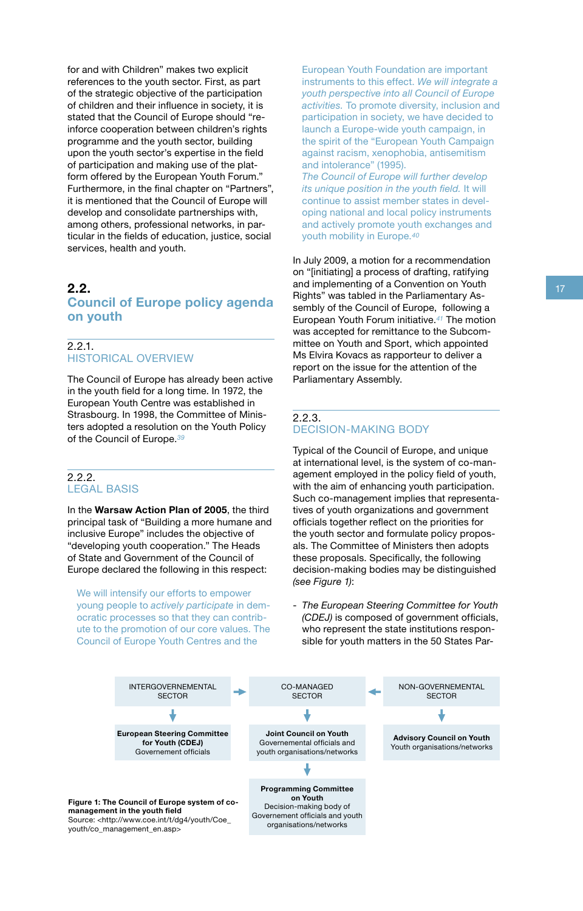for and with Children" makes two explicit references to the youth sector. First, as part of the strategic objective of the participation of children and their influence in society, it is stated that the Council of Europe should "re-inforce cooperation between children's rights programme and the youth sector, building upon the youth sector's expertise in the field of participation and making use of the plat-form offered by the European Youth Forum." Furthermore, in the final chapter on "Partners", it is mentioned that the Council of Europe will develop and consolidate partnerships with, among others, professional networks, in particular in the fields of education, justice, social services, health and youth.

## 2.2. Council of Europe policy agenda on youth

### 2.2.1. HISTORICAL OVERVIEW

The Council of Europe has already been active in the youth field for a long time. In 1972, the European Youth Centre was established in Strasbourg. In 1998, the Committee of Ministers adopted a resolution on the Youth Policy of the Council of Europe.[39]

### 2.2.2. LEGAL BASIS

In the **Warsaw Action Plan of 2005**, the third principal task of "Building a more humane and inclusive Europe" includes the objective of "developing youth cooperation." The Heads of State and Government of the Council of Europe declared the following in this respect:

> We will intensify our efforts to empower young people to *actively participate* in democratic processes so that they can contribute to the promotion of our core values. The Council of Europe Youth Centres and the European Youth Foundation are important instruments to this effect. *We will integrate a youth perspective into all Council of Europe activities.* To promote diversity, inclusion and participation in society, we have decided to launch a Europe-wide youth campaign, in the spirit of the "European Youth Campaign against racism, xenophobia, antisemitism and intolerance" (1995).
> *The Council of Europe will further develop its unique position in the youth field.* It will continue to assist member states in developing national and local policy instruments and actively promote youth exchanges and youth mobility in Europe.[40]

In July 2009, a motion for a recommendation on "[initiating] a process of drafting, ratifying and implementing of a Convention on Youth Rights" was tabled in the Parliamentary Assembly of the Council of Europe, following a European Youth Forum initiative.[41] The motion was accepted for remittance to the Subcommittee on Youth and Sport, which appointed Ms Elvira Kovacs as rapporteur to deliver a report on the issue for the attention of the Parliamentary Assembly.

### 2.2.3. DECISION-MAKING BODY

Typical of the Council of Europe, and unique at international level, is the system of co-management employed in the policy field of youth, with the aim of enhancing youth participation. Such co-management implies that representatives of youth organizations and government officials together reflect on the priorities for the youth sector and formulate policy proposals. The Committee of Ministers then adopts these proposals. Specifically, the following decision-making bodies may be distinguished *(see Figure 1)*:

- *The European Steering Committee for Youth (CDEJ)* is composed of government officials, who represent the state institutions responsible for youth matters in the 50 States Par-

| INTERGOVERNMENTAL SECTOR | CO-MANAGED SECTOR | NON-GOVERNMENTAL SECTOR |
|---|---|---|
| **European Steering Committee for Youth (CDEJ)** Governement officials | **Joint Council on Youth** Governemental officials and youth organisations/networks | **Advisory Council on Youth** Youth organisations/networks |
| | **Programming Committee on Youth** Decision-making body of Governement officials and youth organisations/networks | |

**Figure 1: The Council of Europe system of co-management in the youth field**
Source: <http://www.coe.int/t/dg4/youth/Coe_youth/co_management_en.asp>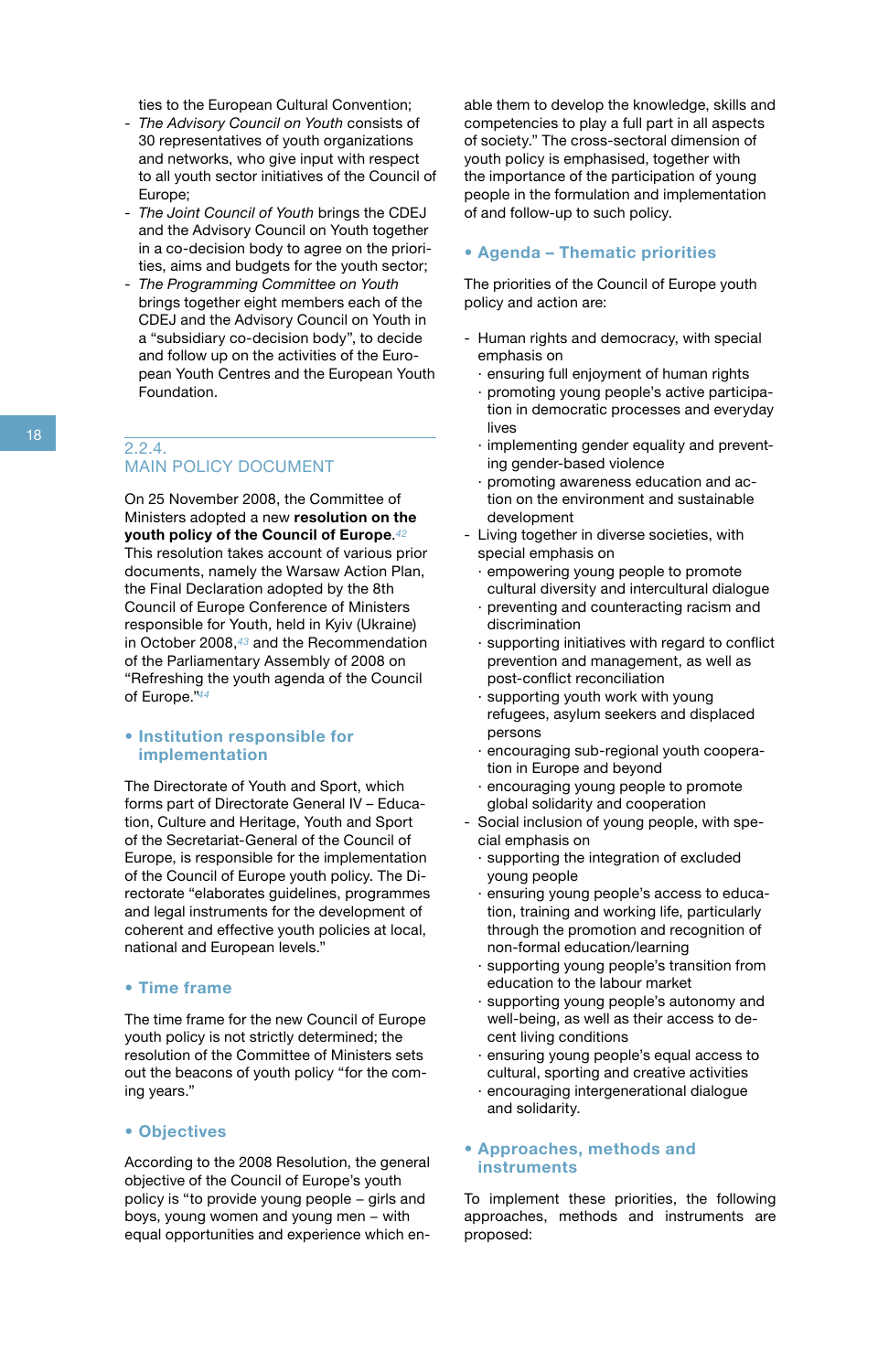ties to the European Cultural Convention;

- *The Advisory Council on Youth* consists of 30 representatives of youth organizations and networks, who give input with respect to all youth sector initiatives of the Council of Europe;
- *The Joint Council of Youth* brings the CDEJ and the Advisory Council on Youth together in a co-decision body to agree on the priorities, aims and budgets for the youth sector;
- *The Programming Committee on Youth* brings together eight members each of the CDEJ and the Advisory Council on Youth in a "subsidiary co-decision body", to decide and follow up on the activities of the European Youth Centres and the European Youth Foundation.

## 2.2.4. MAIN POLICY DOCUMENT

On 25 November 2008, the Committee of Ministers adopted a new **resolution on the youth policy of the Council of Europe**.[42] This resolution takes account of various prior documents, namely the Warsaw Action Plan, the Final Declaration adopted by the 8th Council of Europe Conference of Ministers responsible for Youth, held in Kyiv (Ukraine) in October 2008,[43] and the Recommendation of the Parliamentary Assembly of 2008 on "Refreshing the youth agenda of the Council of Europe."[44]

### • Institution responsible for implementation

The Directorate of Youth and Sport, which forms part of Directorate General IV – Education, Culture and Heritage, Youth and Sport of the Secretariat-General of the Council of Europe, is responsible for the implementation of the Council of Europe youth policy. The Directorate "elaborates guidelines, programmes and legal instruments for the development of coherent and effective youth policies at local, national and European levels."

### • Time frame

The time frame for the new Council of Europe youth policy is not strictly determined; the resolution of the Committee of Ministers sets out the beacons of youth policy "for the coming years."

### • Objectives

According to the 2008 Resolution, the general objective of the Council of Europe's youth policy is "to provide young people – girls and boys, young women and young men – with equal opportunities and experience which enable them to develop the knowledge, skills and competencies to play a full part in all aspects of society." The cross-sectoral dimension of youth policy is emphasised, together with the importance of the participation of young people in the formulation and implementation of and follow-up to such policy.

### • Agenda – Thematic priorities

The priorities of the Council of Europe youth policy and action are:

- Human rights and democracy, with special emphasis on
  - ensuring full enjoyment of human rights
  - promoting young people's active participation in democratic processes and everyday lives
  - implementing gender equality and preventing gender-based violence
  - promoting awareness education and action on the environment and sustainable development
- Living together in diverse societies, with special emphasis on
  - empowering young people to promote cultural diversity and intercultural dialogue
  - preventing and counteracting racism and discrimination
  - supporting initiatives with regard to conflict prevention and management, as well as post-conflict reconciliation
  - supporting youth work with young refugees, asylum seekers and displaced persons
  - encouraging sub-regional youth cooperation in Europe and beyond
  - encouraging young people to promote global solidarity and cooperation
- Social inclusion of young people, with special emphasis on
  - supporting the integration of excluded young people
  - ensuring young people's access to education, training and working life, particularly through the promotion and recognition of non-formal education/learning
  - supporting young people's transition from education to the labour market
  - supporting young people's autonomy and well-being, as well as their access to decent living conditions
  - ensuring young people's equal access to cultural, sporting and creative activities
  - encouraging intergenerational dialogue and solidarity.

### • Approaches, methods and instruments

To implement these priorities, the following approaches, methods and instruments are proposed: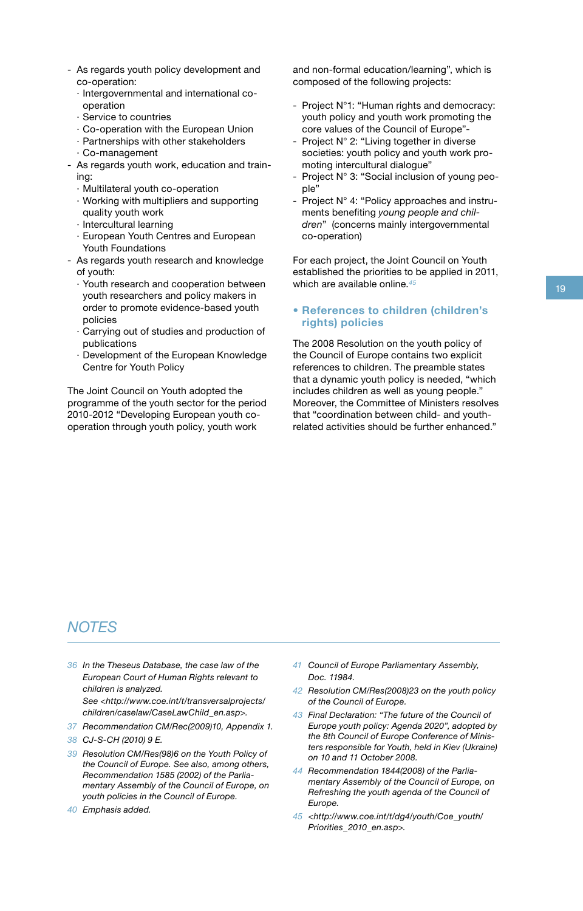- As regards youth policy development and co-operation:
  - Intergovernmental and international co-operation
  - Service to countries
  - Co-operation with the European Union
  - Partnerships with other stakeholders
  - Co-management
- As regards youth work, education and training:
  - Multilateral youth co-operation
  - Working with multipliers and supporting quality youth work
  - Intercultural learning
  - European Youth Centres and European Youth Foundations
- As regards youth research and knowledge of youth:
  - Youth research and cooperation between youth researchers and policy makers in order to promote evidence-based youth policies
  - Carrying out of studies and production of publications
  - Development of the European Knowledge Centre for Youth Policy

The Joint Council on Youth adopted the programme of the youth sector for the period 2010-2012 "Developing European youth co-operation through youth policy, youth work and non-formal education/learning", which is composed of the following projects:

- Project N°1: "Human rights and democracy: youth policy and youth work promoting the core values of the Council of Europe"-
- Project N° 2: "Living together in diverse societies: youth policy and youth work promoting intercultural dialogue"
- Project N° 3: "Social inclusion of young people"
- Project N° 4: "Policy approaches and instruments benefiting *young people and children*" (concerns mainly intergovernmental co-operation)

For each project, the Joint Council on Youth established the priorities to be applied in 2011, which are available online.[45]

### • References to children (children's rights) policies

The 2008 Resolution on the youth policy of the Council of Europe contains two explicit references to children. The preamble states that a dynamic youth policy is needed, "which includes children as well as young people." Moreover, the Committee of Ministers resolves that "coordination between child- and youth-related activities should be further enhanced."

## NOTES

36 *In the Theseus Database, the case law of the European Court of Human Rights relevant to children is analyzed. See <http://www.coe.int/t/transversalprojects/children/caselaw/CaseLawChild_en.asp>.*

37 *Recommendation CM/Rec(2009)10, Appendix 1.*

38 *CJ-S-CH (2010) 9 E.*

39 *Resolution CM/Res(98)6 on the Youth Policy of the Council of Europe. See also, among others, Recommendation 1585 (2002) of the Parliamentary Assembly of the Council of Europe, on youth policies in the Council of Europe.*

40 *Emphasis added.*

41 *Council of Europe Parliamentary Assembly, Doc. 11984.*

42 *Resolution CM/Res(2008)23 on the youth policy of the Council of Europe.*

43 *Final Declaration: "The future of the Council of Europe youth policy: Agenda 2020", adopted by the 8th Council of Europe Conference of Ministers responsible for Youth, held in Kiev (Ukraine) on 10 and 11 October 2008.*

44 *Recommendation 1844(2008) of the Parliamentary Assembly of the Council of Europe, on Refreshing the youth agenda of the Council of Europe.*

45 *<http://www.coe.int/t/dg4/youth/Coe_youth/Priorities_2010_en.asp>.*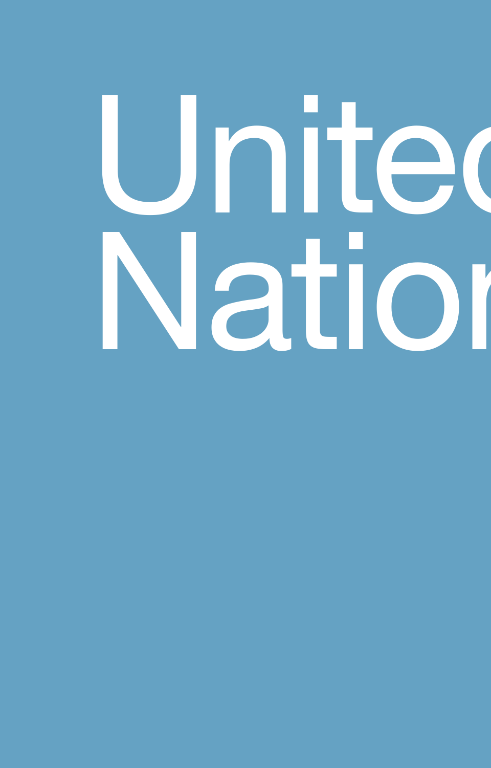United
Nation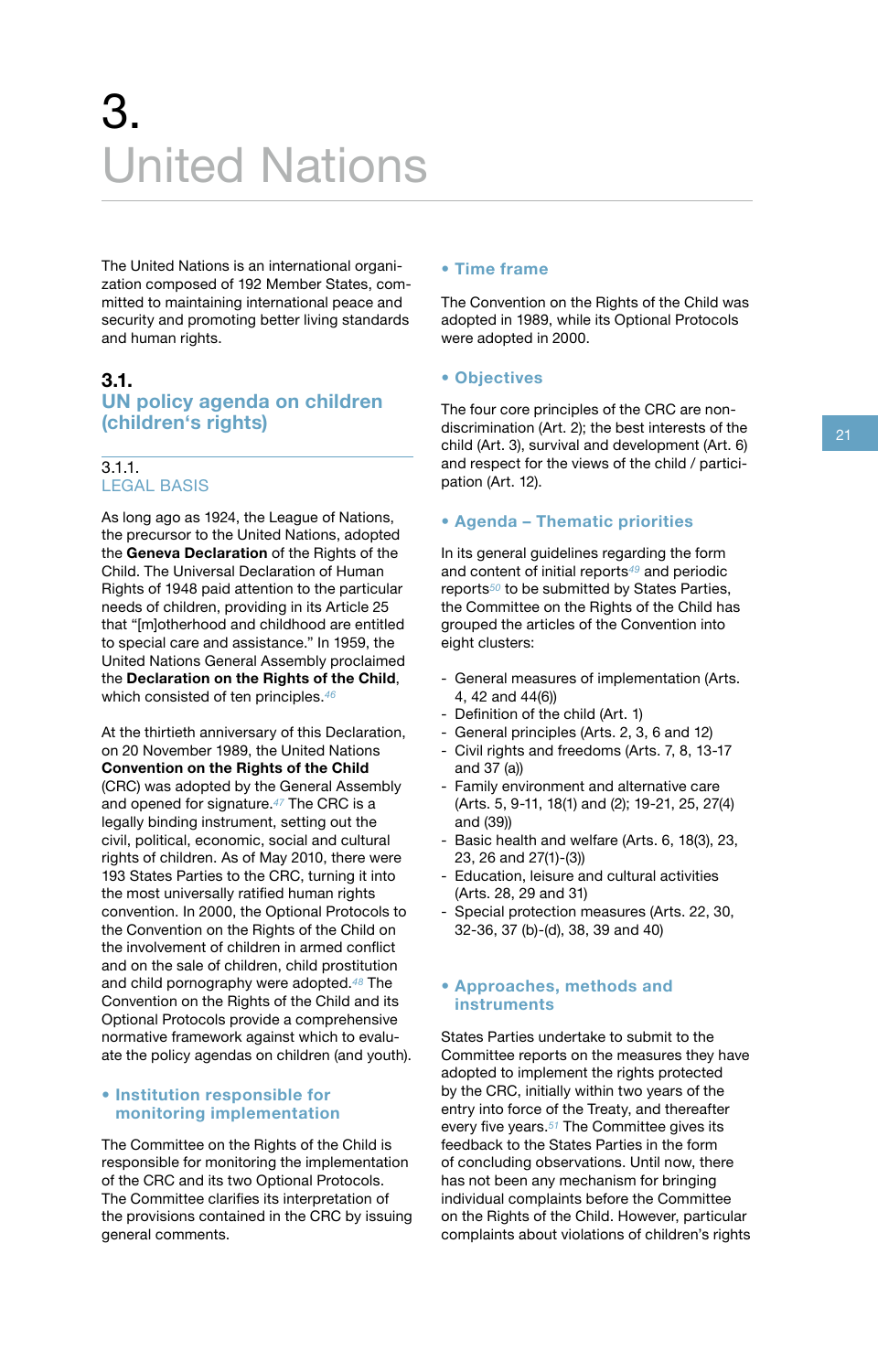# 3. United Nations

The United Nations is an international organization composed of 192 Member States, committed to maintaining international peace and security and promoting better living standards and human rights.

## 3.1. UN policy agenda on children (children's rights)

### 3.1.1. LEGAL BASIS

As long ago as 1924, the League of Nations, the precursor to the United Nations, adopted the **Geneva Declaration** of the Rights of the Child. The Universal Declaration of Human Rights of 1948 paid attention to the particular needs of children, providing in its Article 25 that "[m]otherhood and childhood are entitled to special care and assistance." In 1959, the United Nations General Assembly proclaimed the **Declaration on the Rights of the Child**, which consisted of ten principles.[46]

At the thirtieth anniversary of this Declaration, on 20 November 1989, the United Nations **Convention on the Rights of the Child** (CRC) was adopted by the General Assembly and opened for signature.[47] The CRC is a legally binding instrument, setting out the civil, political, economic, social and cultural rights of children. As of May 2010, there were 193 States Parties to the CRC, turning it into the most universally ratified human rights convention. In 2000, the Optional Protocols to the Convention on the Rights of the Child on the involvement of children in armed conflict and on the sale of children, child prostitution and child pornography were adopted.[48] The Convention on the Rights of the Child and its Optional Protocols provide a comprehensive normative framework against which to evaluate the policy agendas on children (and youth).

#### • Institution responsible for monitoring implementation

The Committee on the Rights of the Child is responsible for monitoring the implementation of the CRC and its two Optional Protocols. The Committee clarifies its interpretation of the provisions contained in the CRC by issuing general comments.

#### • Time frame

The Convention on the Rights of the Child was adopted in 1989, while its Optional Protocols were adopted in 2000.

#### • Objectives

The four core principles of the CRC are non-discrimination (Art. 2); the best interests of the child (Art. 3), survival and development (Art. 6) and respect for the views of the child / participation (Art. 12).

#### • Agenda – Thematic priorities

In its general guidelines regarding the form and content of initial reports[49] and periodic reports[50] to be submitted by States Parties, the Committee on the Rights of the Child has grouped the articles of the Convention into eight clusters:

- General measures of implementation (Arts. 4, 42 and 44(6))
- Definition of the child (Art. 1)
- General principles (Arts. 2, 3, 6 and 12)
- Civil rights and freedoms (Arts. 7, 8, 13-17 and 37 (a))
- Family environment and alternative care (Arts. 5, 9-11, 18(1) and (2); 19-21, 25, 27(4) and (39))
- Basic health and welfare (Arts. 6, 18(3), 23, 23, 26 and 27(1)-(3))
- Education, leisure and cultural activities (Arts. 28, 29 and 31)
- Special protection measures (Arts. 22, 30, 32-36, 37 (b)-(d), 38, 39 and 40)

#### • Approaches, methods and instruments

States Parties undertake to submit to the Committee reports on the measures they have adopted to implement the rights protected by the CRC, initially within two years of the entry into force of the Treaty, and thereafter every five years.[51] The Committee gives its feedback to the States Parties in the form of concluding observations. Until now, there has not been any mechanism for bringing individual complaints before the Committee on the Rights of the Child. However, particular complaints about violations of children's rights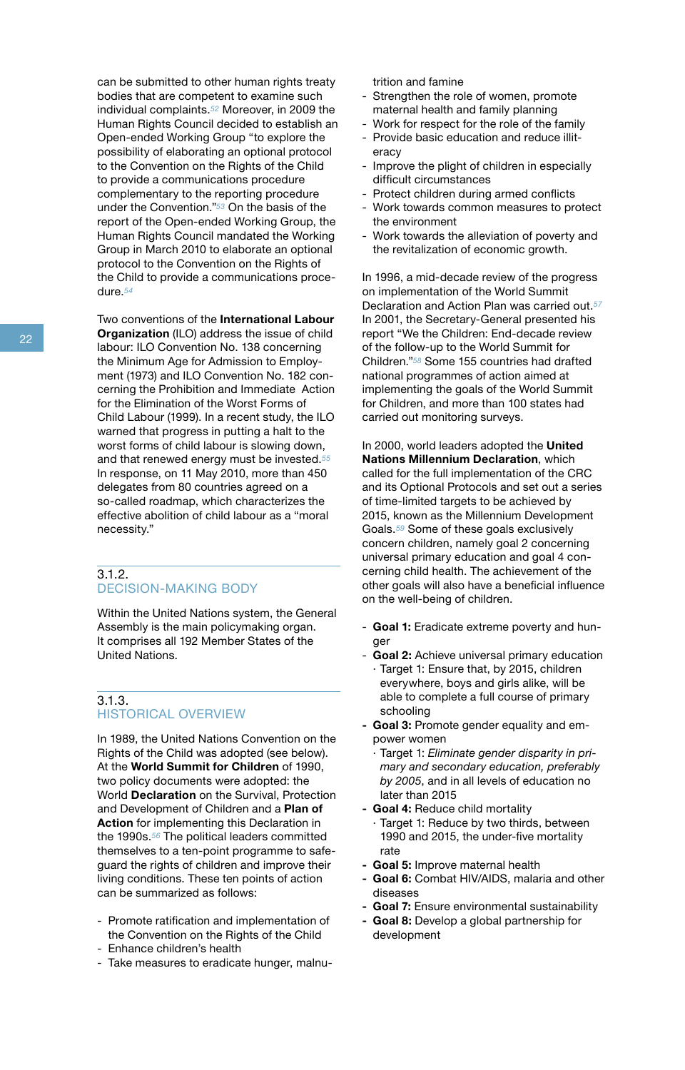can be submitted to other human rights treaty bodies that are competent to examine such individual complaints.[52] Moreover, in 2009 the Human Rights Council decided to establish an Open-ended Working Group "to explore the possibility of elaborating an optional protocol to the Convention on the Rights of the Child to provide a communications procedure complementary to the reporting procedure under the Convention."[53] On the basis of the report of the Open-ended Working Group, the Human Rights Council mandated the Working Group in March 2010 to elaborate an optional protocol to the Convention on the Rights of the Child to provide a communications procedure.[54]

Two conventions of the **International Labour Organization** (ILO) address the issue of child labour: ILO Convention No. 138 concerning the Minimum Age for Admission to Employment (1973) and ILO Convention No. 182 concerning the Prohibition and Immediate Action for the Elimination of the Worst Forms of Child Labour (1999). In a recent study, the ILO warned that progress in putting a halt to the worst forms of child labour is slowing down, and that renewed energy must be invested.[55] In response, on 11 May 2010, more than 450 delegates from 80 countries agreed on a so-called roadmap, which characterizes the effective abolition of child labour as a "moral necessity."

## 3.1.2. DECISION-MAKING BODY

Within the United Nations system, the General Assembly is the main policymaking organ. It comprises all 192 Member States of the United Nations.

## 3.1.3. HISTORICAL OVERVIEW

In 1989, the United Nations Convention on the Rights of the Child was adopted (see below). At the **World Summit for Children** of 1990, two policy documents were adopted: the World **Declaration** on the Survival, Protection and Development of Children and a **Plan of Action** for implementing this Declaration in the 1990s.[56] The political leaders committed themselves to a ten-point programme to safeguard the rights of children and improve their living conditions. These ten points of action can be summarized as follows:

- Promote ratification and implementation of the Convention on the Rights of the Child
- Enhance children's health
- Take measures to eradicate hunger, malnutrition and famine
- Strengthen the role of women, promote maternal health and family planning
- Work for respect for the role of the family
- Provide basic education and reduce illiteracy
- Improve the plight of children in especially difficult circumstances
- Protect children during armed conflicts
- Work towards common measures to protect the environment
- Work towards the alleviation of poverty and the revitalization of economic growth.

In 1996, a mid-decade review of the progress on implementation of the World Summit Declaration and Action Plan was carried out.[57] In 2001, the Secretary-General presented his report "We the Children: End-decade review of the follow-up to the World Summit for Children."[58] Some 155 countries had drafted national programmes of action aimed at implementing the goals of the World Summit for Children, and more than 100 states had carried out monitoring surveys.

In 2000, world leaders adopted the **United Nations Millennium Declaration**, which called for the full implementation of the CRC and its Optional Protocols and set out a series of time-limited targets to be achieved by 2015, known as the Millennium Development Goals.[59] Some of these goals exclusively concern children, namely goal 2 concerning universal primary education and goal 4 concerning child health. The achievement of the other goals will also have a beneficial influence on the well-being of children.

- **Goal 1:** Eradicate extreme poverty and hunger
- **Goal 2:** Achieve universal primary education
  - Target 1: Ensure that, by 2015, children everywhere, boys and girls alike, will be able to complete a full course of primary schooling
- **Goal 3:** Promote gender equality and empower women
  - Target 1: *Eliminate gender disparity in primary and secondary education, preferably by 2005*, and in all levels of education no later than 2015
- **Goal 4:** Reduce child mortality
  - Target 1: Reduce by two thirds, between 1990 and 2015, the under-five mortality rate
- **Goal 5:** Improve maternal health
- **Goal 6:** Combat HIV/AIDS, malaria and other diseases
- **Goal 7:** Ensure environmental sustainability
- **Goal 8:** Develop a global partnership for development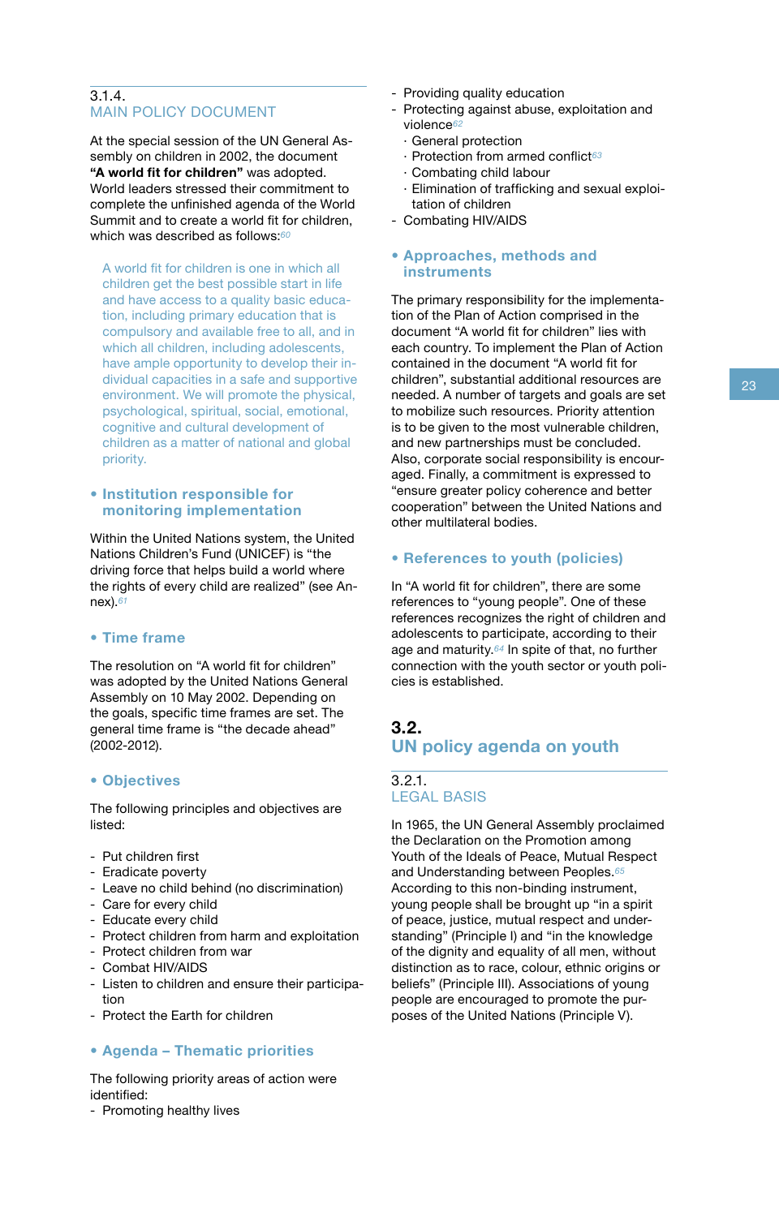### 3.1.4. MAIN POLICY DOCUMENT

At the special session of the UN General Assembly on children in 2002, the document **"A world fit for children"** was adopted. World leaders stressed their commitment to complete the unfinished agenda of the World Summit and to create a world fit for children, which was described as follows:[60]

> A world fit for children is one in which all children get the best possible start in life and have access to a quality basic education, including primary education that is compulsory and available free to all, and in which all children, including adolescents, have ample opportunity to develop their individual capacities in a safe and supportive environment. We will promote the physical, psychological, spiritual, social, emotional, cognitive and cultural development of children as a matter of national and global priority.

#### • Institution responsible for monitoring implementation

Within the United Nations system, the United Nations Children's Fund (UNICEF) is "the driving force that helps build a world where the rights of every child are realized" (see Annex).[61]

#### • Time frame

The resolution on "A world fit for children" was adopted by the United Nations General Assembly on 10 May 2002. Depending on the goals, specific time frames are set. The general time frame is "the decade ahead" (2002-2012).

#### • Objectives

The following principles and objectives are listed:

- Put children first
- Eradicate poverty
- Leave no child behind (no discrimination)
- Care for every child
- Educate every child
- Protect children from harm and exploitation
- Protect children from war
- Combat HIV/AIDS
- Listen to children and ensure their participation
- Protect the Earth for children

#### • Agenda – Thematic priorities

The following priority areas of action were identified:

- Promoting healthy lives
- Providing quality education
- Protecting against abuse, exploitation and violence[62]
  - General protection
  - Protection from armed conflict[63]
  - Combating child labour
  - Elimination of trafficking and sexual exploitation of children
- Combating HIV/AIDS

#### • Approaches, methods and instruments

The primary responsibility for the implementation of the Plan of Action comprised in the document "A world fit for children" lies with each country. To implement the Plan of Action contained in the document "A world fit for children", substantial additional resources are needed. A number of targets and goals are set to mobilize such resources. Priority attention is to be given to the most vulnerable children, and new partnerships must be concluded. Also, corporate social responsibility is encouraged. Finally, a commitment is expressed to "ensure greater policy coherence and better cooperation" between the United Nations and other multilateral bodies.

#### • References to youth (policies)

In "A world fit for children", there are some references to "young people". One of these references recognizes the right of children and adolescents to participate, according to their age and maturity.[64] In spite of that, no further connection with the youth sector or youth policies is established.

## 3.2. UN policy agenda on youth

### 3.2.1. LEGAL BASIS

In 1965, the UN General Assembly proclaimed the Declaration on the Promotion among Youth of the Ideals of Peace, Mutual Respect and Understanding between Peoples.[65] According to this non-binding instrument, young people shall be brought up "in a spirit of peace, justice, mutual respect and understanding" (Principle I) and "in the knowledge of the dignity and equality of all men, without distinction as to race, colour, ethnic origins or beliefs" (Principle III). Associations of young people are encouraged to promote the purposes of the United Nations (Principle V).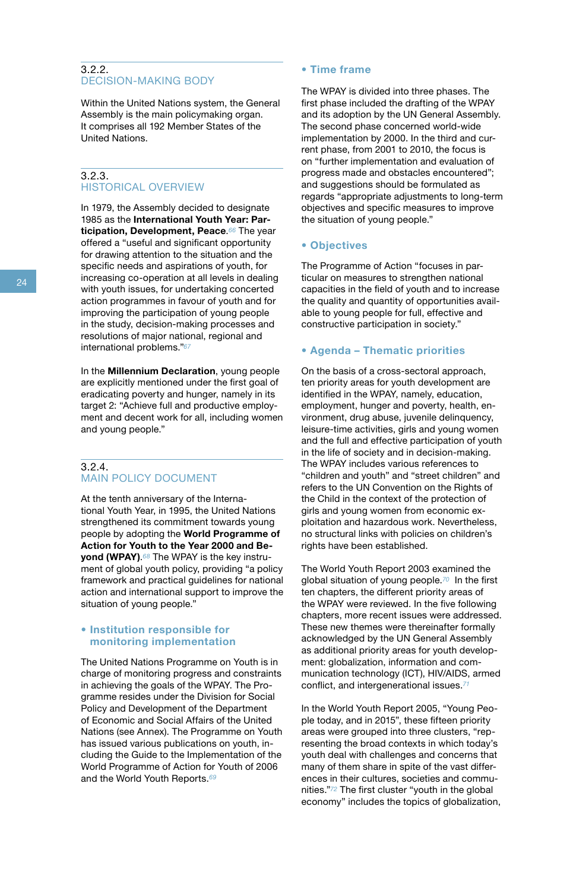### 3.2.2. DECISION-MAKING BODY

Within the United Nations system, the General Assembly is the main policymaking organ. It comprises all 192 Member States of the United Nations.

### 3.2.3. HISTORICAL OVERVIEW

In 1979, the Assembly decided to designate 1985 as the **International Youth Year: Participation, Development, Peace**.[66] The year offered a "useful and significant opportunity for drawing attention to the situation and the specific needs and aspirations of youth, for increasing co-operation at all levels in dealing with youth issues, for undertaking concerted action programmes in favour of youth and for improving the participation of young people in the study, decision-making processes and resolutions of major national, regional and international problems."[67]

In the **Millennium Declaration**, young people are explicitly mentioned under the first goal of eradicating poverty and hunger, namely in its target 2: "Achieve full and productive employment and decent work for all, including women and young people."

### 3.2.4. MAIN POLICY DOCUMENT

At the tenth anniversary of the International Youth Year, in 1995, the United Nations strengthened its commitment towards young people by adopting the **World Programme of Action for Youth to the Year 2000 and Beyond (WPAY)**.[68] The WPAY is the key instrument of global youth policy, providing "a policy framework and practical guidelines for national action and international support to improve the situation of young people."

#### • Institution responsible for monitoring implementation

The United Nations Programme on Youth is in charge of monitoring progress and constraints in achieving the goals of the WPAY. The Programme resides under the Division for Social Policy and Development of the Department of Economic and Social Affairs of the United Nations (see Annex). The Programme on Youth has issued various publications on youth, including the Guide to the Implementation of the World Programme of Action for Youth of 2006 and the World Youth Reports.[69]

#### • Time frame

The WPAY is divided into three phases. The first phase included the drafting of the WPAY and its adoption by the UN General Assembly. The second phase concerned world-wide implementation by 2000. In the third and current phase, from 2001 to 2010, the focus is on "further implementation and evaluation of progress made and obstacles encountered"; and suggestions should be formulated as regards "appropriate adjustments to long-term objectives and specific measures to improve the situation of young people."

#### • Objectives

The Programme of Action "focuses in particular on measures to strengthen national capacities in the field of youth and to increase the quality and quantity of opportunities available to young people for full, effective and constructive participation in society."

#### • Agenda – Thematic priorities

On the basis of a cross-sectoral approach, ten priority areas for youth development are identified in the WPAY, namely, education, employment, hunger and poverty, health, environment, drug abuse, juvenile delinquency, leisure-time activities, girls and young women and the full and effective participation of youth in the life of society and in decision-making. The WPAY includes various references to "children and youth" and "street children" and refers to the UN Convention on the Rights of the Child in the context of the protection of girls and young women from economic exploitation and hazardous work. Nevertheless, no structural links with policies on children's rights have been established.

The World Youth Report 2003 examined the global situation of young people.[70] In the first ten chapters, the different priority areas of the WPAY were reviewed. In the five following chapters, more recent issues were addressed. These new themes were thereinafter formally acknowledged by the UN General Assembly as additional priority areas for youth development: globalization, information and communication technology (ICT), HIV/AIDS, armed conflict, and intergenerational issues.[71]

In the World Youth Report 2005, "Young People today, and in 2015", these fifteen priority areas were grouped into three clusters, "representing the broad contexts in which today's youth deal with challenges and concerns that many of them share in spite of the vast differences in their cultures, societies and communities."[72] The first cluster "youth in the global economy" includes the topics of globalization,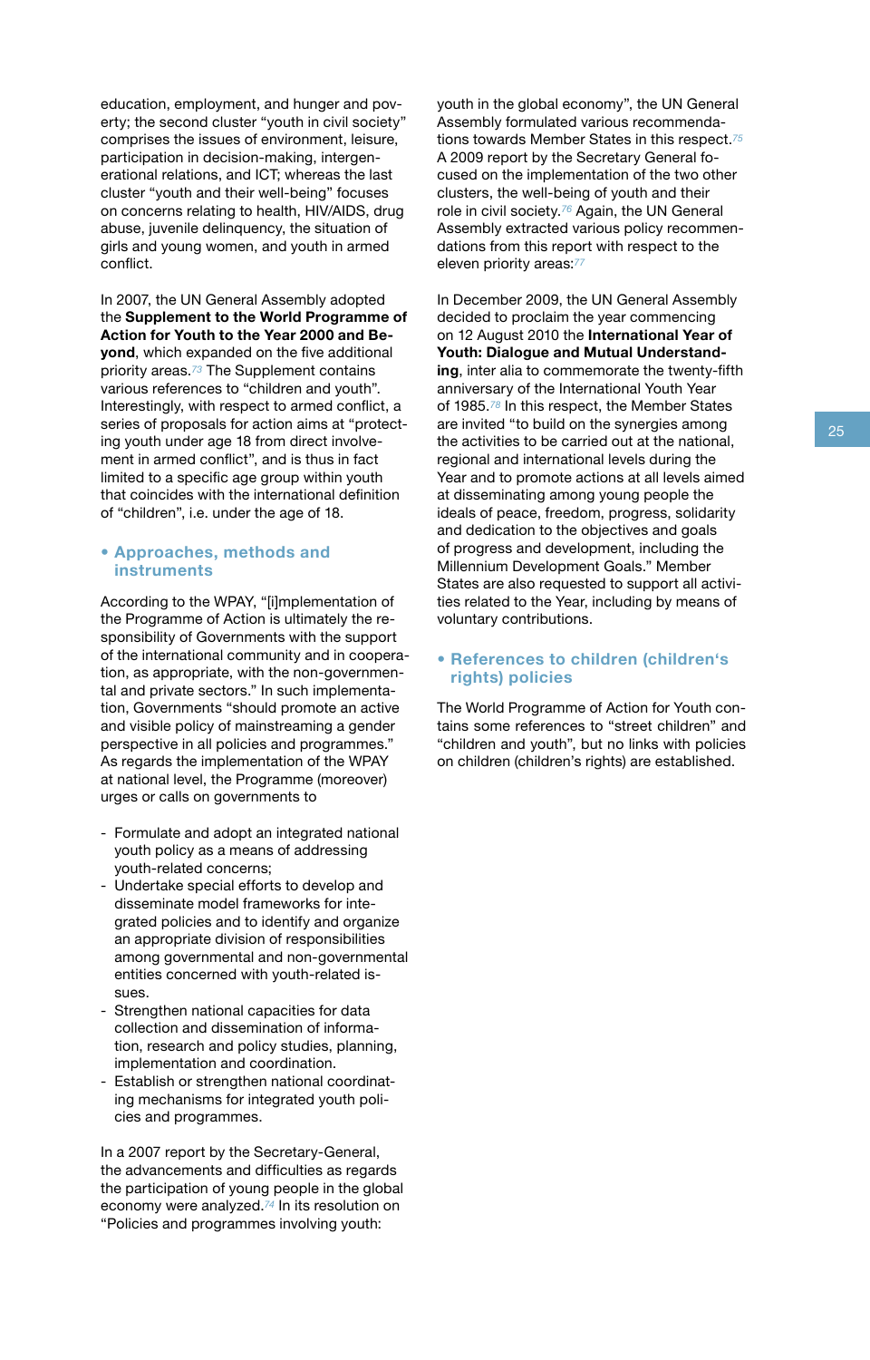education, employment, and hunger and poverty; the second cluster "youth in civil society" comprises the issues of environment, leisure, participation in decision-making, intergenerational relations, and ICT; whereas the last cluster "youth and their well-being" focuses on concerns relating to health, HIV/AIDS, drug abuse, juvenile delinquency, the situation of girls and young women, and youth in armed conflict.

In 2007, the UN General Assembly adopted the **Supplement to the World Programme of Action for Youth to the Year 2000 and Beyond**, which expanded on the five additional priority areas.[73] The Supplement contains various references to "children and youth". Interestingly, with respect to armed conflict, a series of proposals for action aims at "protecting youth under age 18 from direct involvement in armed conflict", and is thus in fact limited to a specific age group within youth that coincides with the international definition of "children", i.e. under the age of 18.

## • Approaches, methods and instruments

According to the WPAY, "[i]mplementation of the Programme of Action is ultimately the responsibility of Governments with the support of the international community and in cooperation, as appropriate, with the non-governmental and private sectors." In such implementation, Governments "should promote an active and visible policy of mainstreaming a gender perspective in all policies and programmes." As regards the implementation of the WPAY at national level, the Programme (moreover) urges or calls on governments to

- Formulate and adopt an integrated national youth policy as a means of addressing youth-related concerns;
- Undertake special efforts to develop and disseminate model frameworks for integrated policies and to identify and organize an appropriate division of responsibilities among governmental and non-governmental entities concerned with youth-related issues.
- Strengthen national capacities for data collection and dissemination of information, research and policy studies, planning, implementation and coordination.
- Establish or strengthen national coordinating mechanisms for integrated youth policies and programmes.

In a 2007 report by the Secretary-General, the advancements and difficulties as regards the participation of young people in the global economy were analyzed.[74] In its resolution on "Policies and programmes involving youth: youth in the global economy", the UN General Assembly formulated various recommendations towards Member States in this respect.[75] A 2009 report by the Secretary General focused on the implementation of the two other clusters, the well-being of youth and their role in civil society.[76] Again, the UN General Assembly extracted various policy recommendations from this report with respect to the eleven priority areas:[77]

In December 2009, the UN General Assembly decided to proclaim the year commencing on 12 August 2010 the **International Year of Youth: Dialogue and Mutual Understanding**, inter alia to commemorate the twenty-fifth anniversary of the International Youth Year of 1985.[78] In this respect, the Member States are invited "to build on the synergies among the activities to be carried out at the national, regional and international levels during the Year and to promote actions at all levels aimed at disseminating among young people the ideals of peace, freedom, progress, solidarity and dedication to the objectives and goals of progress and development, including the Millennium Development Goals." Member States are also requested to support all activities related to the Year, including by means of voluntary contributions.

## • References to children (children's rights) policies

The World Programme of Action for Youth contains some references to "street children" and "children and youth", but no links with policies on children (children's rights) are established.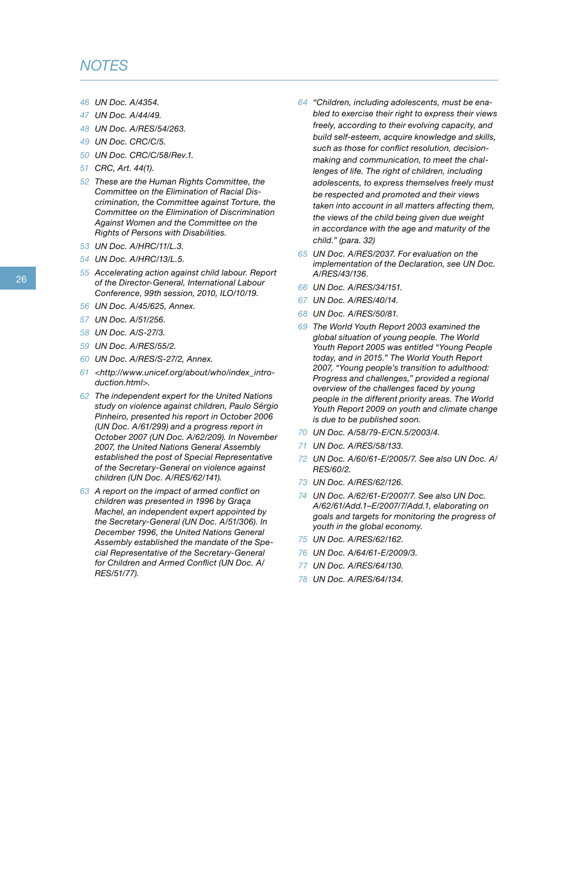## NOTES

46 UN Doc. A/4354.

47 UN Doc. A/44/49.

48 UN Doc. A/RES/54/263.

49 UN Doc. CRC/C/5.

50 UN Doc. CRC/C/58/Rev.1.

51 CRC, Art. 44(1).

52 These are the Human Rights Committee, the Committee on the Elimination of Racial Discrimination, the Committee against Torture, the Committee on the Elimination of Discrimination Against Women and the Committee on the Rights of Persons with Disabilities.

53 UN Doc. A/HRC/11/L.3.

54 UN Doc. A/HRC/13/L.5.

55 Accelerating action against child labour. Report of the Director-General, International Labour Conference, 99th session, 2010, ILO/10/19.

56 UN Doc. A/45/625, Annex.

57 UN Doc. A/51/256.

58 UN Doc. A/S-27/3.

59 UN Doc. A/RES/55/2.

60 UN Doc. A/RES/S-27/2, Annex.

61 <http://www.unicef.org/about/who/index_introduction.html>.

62 The independent expert for the United Nations study on violence against children, Paulo Sérgio Pinheiro, presented his report in October 2006 (UN Doc. A/61/299) and a progress report in October 2007 (UN Doc. A/62/209). In November 2007, the United Nations General Assembly established the post of Special Representative of the Secretary-General on violence against children (UN Doc. A/RES/62/141).

63 A report on the impact of armed conflict on children was presented in 1996 by Graça Machel, an independent expert appointed by the Secretary-General (UN Doc. A/51/306). In December 1996, the United Nations General Assembly established the mandate of the Special Representative of the Secretary-General for Children and Armed Conflict (UN Doc. A/RES/51/77).

64 "Children, including adolescents, must be enabled to exercise their right to express their views freely, according to their evolving capacity, and build self-esteem, acquire knowledge and skills, such as those for conflict resolution, decision-making and communication, to meet the challenges of life. The right of children, including adolescents, to express themselves freely must be respected and promoted and their views taken into account in all matters affecting them, the views of the child being given due weight in accordance with the age and maturity of the child." (para. 32)

65 UN Doc. A/RES/2037. For evaluation on the implementation of the Declaration, see UN Doc. A/RES/43/136.

66 UN Doc. A/RES/34/151.

67 UN Doc. A/RES/40/14.

68 UN Doc. A/RES/50/81.

69 The World Youth Report 2003 examined the global situation of young people. The World Youth Report 2005 was entitled "Young People today, and in 2015." The World Youth Report 2007, "Young people's transition to adulthood: Progress and challenges," provided a regional overview of the challenges faced by young people in the different priority areas. The World Youth Report 2009 on youth and climate change is due to be published soon.

70 UN Doc. A/58/79-E/CN.5/2003/4.

71 UN Doc. A/RES/58/133.

72 UN Doc. A/60/61-E/2005/7. See also UN Doc. A/RES/60/2.

73 UN Doc. A/RES/62/126.

74 UN Doc. A/62/61-E/2007/7. See also UN Doc. A/62/61/Add.1–E/2007/7/Add.1, elaborating on goals and targets for monitoring the progress of youth in the global economy.

75 UN Doc. A/RES/62/162.

76 UN Doc. A/64/61-E/2009/3.

77 UN Doc. A/RES/64/130.

78 UN Doc. A/RES/64/134.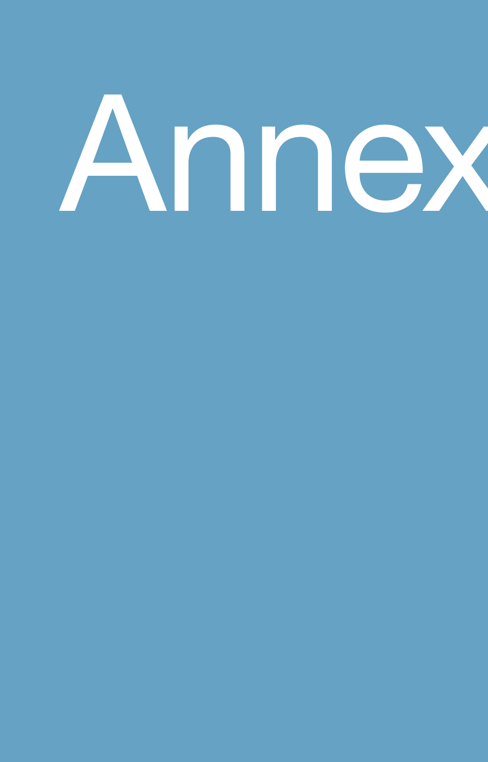# Annex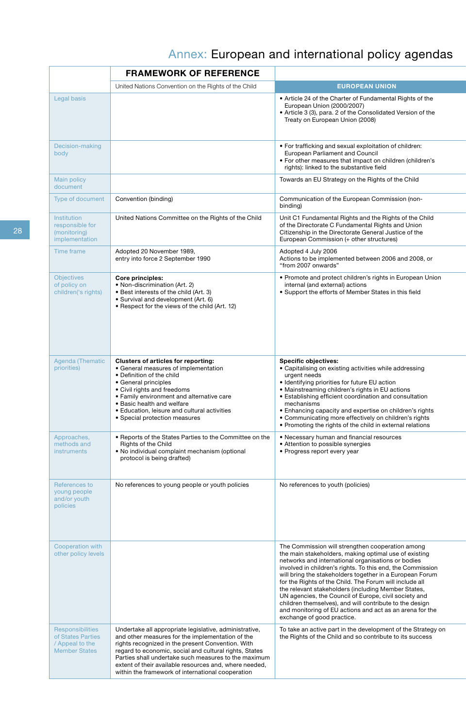# Annex: European and international policy agendas

| | FRAMEWORK OF REFERENCE | |
|---|---|---|
| | United Nations Convention on the Rights of the Child | EUROPEAN UNION |
| Legal basis | | • Article 24 of the Charter of Fundamental Rights of the European Union (2000/2007)<br>• Article 3 (3), para. 2 of the Consolidated Version of the Treaty on European Union (2008) |
| Decision-making body | | • For trafficking and sexual exploitation of children: European Parliament and Council<br>• For other measures that impact on children (children's rights): linked to the substantive field |
| Main policy document | | Towards an EU Strategy on the Rights of the Child |
| Type of document | Convention (binding) | Communication of the European Commission (non-binding) |
| Institution responsible for (monitoring) implementation | United Nations Committee on the Rights of the Child | Unit C1 Fundamental Rights and the Rights of the Child of the Directorate C Fundamental Rights and Union Citizenship in the Directorate General Justice of the European Commission (+ other structures) |
| Time frame | Adopted 20 November 1989,<br>entry into force 2 September 1990 | Adopted 4 July 2006<br>Actions to be implemented between 2006 and 2008, or "from 2007 onwards" |
| Objectives of policy on children('s rights) | **Core principles:**<br>• Non-discrimination (Art. 2)<br>• Best interests of the child (Art. 3)<br>• Survival and development (Art. 6)<br>• Respect for the views of the child (Art. 12) | • Promote and protect children's rights in European Union internal (and external) actions<br>• Support the efforts of Member States in this field |
| Agenda (Thematic priorities) | **Clusters of articles for reporting:**<br>• General measures of implementation<br>• Definition of the child<br>• General principles<br>• Civil rights and freedoms<br>• Family environment and alternative care<br>• Basic health and welfare<br>• Education, leisure and cultural activities<br>• Special protection measures | **Specific objectives:**<br>• Capitalising on existing activities while addressing urgent needs<br>• Identifying priorities for future EU action<br>• Mainstreaming children's rights in EU actions<br>• Establishing efficient coordination and consultation mechanisms<br>• Enhancing capacity and expertise on children's rights<br>• Communicating more effectively on children's rights<br>• Promoting the rights of the child in external relations |
| Approaches, methods and instruments | • Reports of the States Parties to the Committee on the Rights of the Child<br>• No individual complaint mechanism (optional protocol is being drafted) | • Necessary human and financial resources<br>• Attention to possible synergies<br>• Progress report every year |
| References to young people and/or youth policies | No references to young people or youth policies | No references to youth (policies) |
| Cooperation with other policy levels | | The Commission will strengthen cooperation among the main stakeholders, making optimal use of existing networks and international organisations or bodies involved in children's rights. To this end, the Commission will bring the stakeholders together in a European Forum for the Rights of the Child. The Forum will include all the relevant stakeholders (including Member States, UN agencies, the Council of Europe, civil society and children themselves), and will contribute to the design and monitoring of EU actions and act as an arena for the exchange of good practice. |
| Responsibilities of States Parties / Appeal to the Member States | Undertake all appropriate legislative, administrative, and other measures for the implementation of the rights recognized in the present Convention. With regard to economic, social and cultural rights, States Parties shall undertake such measures to the maximum extent of their available resources and, where needed, within the framework of international cooperation | To take an active part in the development of the Strategy on the Rights of the Child and so contribute to its success |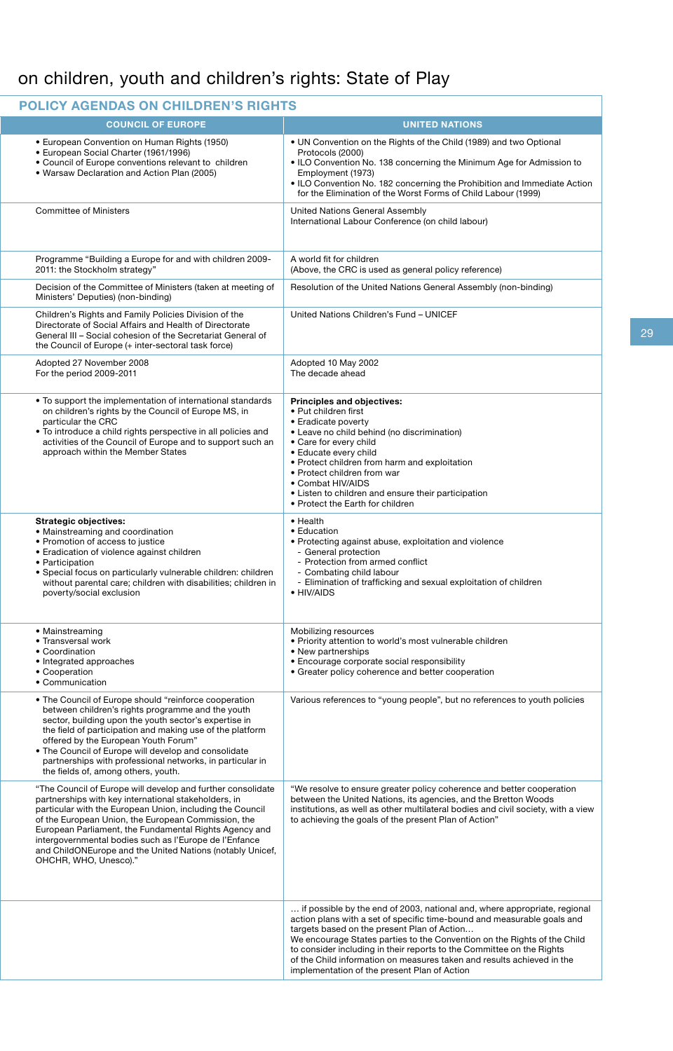# on children, youth and children's rights: State of Play

## POLICY AGENDAS ON CHILDREN'S RIGHTS

| COUNCIL OF EUROPE | UNITED NATIONS |
|---|---|
| • European Convention on Human Rights (1950)<br>• European Social Charter (1961/1996)<br>• Council of Europe conventions relevant to children<br>• Warsaw Declaration and Action Plan (2005) | • UN Convention on the Rights of the Child (1989) and two Optional Protocols (2000)<br>• ILO Convention No. 138 concerning the Minimum Age for Admission to Employment (1973)<br>• ILO Convention No. 182 concerning the Prohibition and Immediate Action for the Elimination of the Worst Forms of Child Labour (1999) |
| Committee of Ministers | United Nations General Assembly<br>International Labour Conference (on child labour) |
| Programme "Building a Europe for and with children 2009-2011: the Stockholm strategy" | A world fit for children<br>(Above, the CRC is used as general policy reference) |
| Decision of the Committee of Ministers (taken at meeting of Ministers' Deputies) (non-binding) | Resolution of the United Nations General Assembly (non-binding) |
| Children's Rights and Family Policies Division of the Directorate of Social Affairs and Health of Directorate General III – Social cohesion of the Secretariat General of the Council of Europe (+ inter-sectoral task force) | United Nations Children's Fund – UNICEF |
| Adopted 27 November 2008<br>For the period 2009-2011 | Adopted 10 May 2002<br>The decade ahead |
| • To support the implementation of international standards on children's rights by the Council of Europe MS, in particular the CRC<br>• To introduce a child rights perspective in all policies and activities of the Council of Europe and to support such an approach within the Member States | **Principles and objectives:**<br>• Put children first<br>• Eradicate poverty<br>• Leave no child behind (no discrimination)<br>• Care for every child<br>• Educate every child<br>• Protect children from harm and exploitation<br>• Protect children from war<br>• Combat HIV/AIDS<br>• Listen to children and ensure their participation<br>• Protect the Earth for children |
| **Strategic objectives:**<br>• Mainstreaming and coordination<br>• Promotion of access to justice<br>• Eradication of violence against children<br>• Participation<br>• Special focus on particularly vulnerable children: children without parental care; children with disabilities; children in poverty/social exclusion | • Health<br>• Education<br>• Protecting against abuse, exploitation and violence<br>- General protection<br>- Protection from armed conflict<br>- Combating child labour<br>- Elimination of trafficking and sexual exploitation of children<br>• HIV/AIDS |
| • Mainstreaming<br>• Transversal work<br>• Coordination<br>• Integrated approaches<br>• Cooperation<br>• Communication | Mobilizing resources<br>• Priority attention to world's most vulnerable children<br>• New partnerships<br>• Encourage corporate social responsibility<br>• Greater policy coherence and better cooperation |
| • The Council of Europe should "reinforce cooperation between children's rights programme and the youth sector, building upon the youth sector's expertise in the field of participation and making use of the platform offered by the European Youth Forum"<br>• The Council of Europe will develop and consolidate partnerships with professional networks, in particular in the fields of, among others, youth. | Various references to "young people", but no references to youth policies |
| "The Council of Europe will develop and further consolidate partnerships with key international stakeholders, in particular with the European Union, including the Council of the European Union, the European Commission, the European Parliament, the Fundamental Rights Agency and intergovernmental bodies such as l'Europe de l'Enfance and ChildONEurope and the United Nations (notably Unicef, OHCHR, WHO, Unesco)." | "We resolve to ensure greater policy coherence and better cooperation between the United Nations, its agencies, and the Bretton Woods institutions, as well as other multilateral bodies and civil society, with a view to achieving the goals of the present Plan of Action" |
| | … if possible by the end of 2003, national and, where appropriate, regional action plans with a set of specific time-bound and measurable goals and targets based on the present Plan of Action…<br>We encourage States parties to the Convention on the Rights of the Child to consider including in their reports to the Committee on the Rights of the Child information on measures taken and results achieved in the implementation of the present Plan of Action |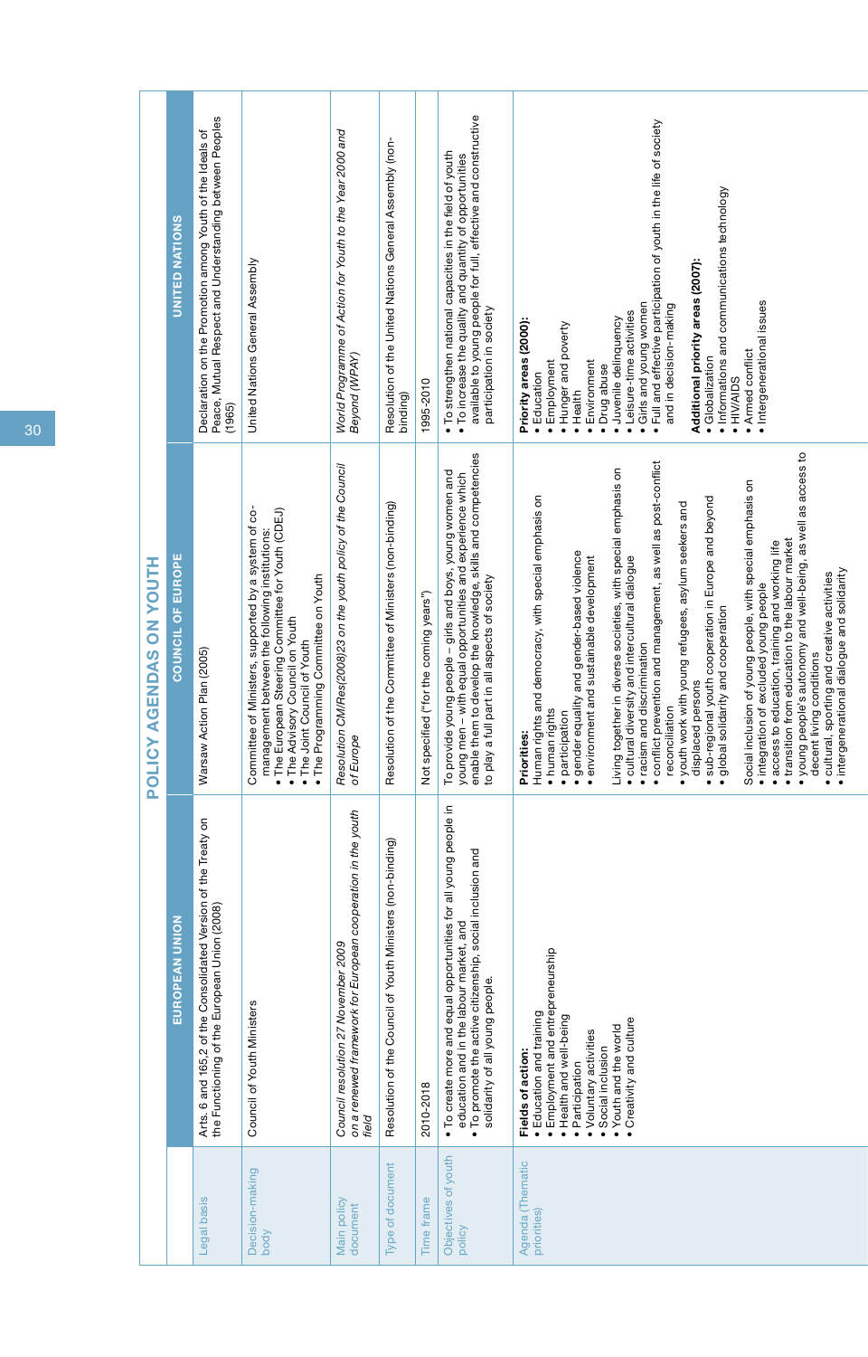# POLICY AGENDAS ON YOUTH

| | EUROPEAN UNION | COUNCIL OF EUROPE | UNITED NATIONS |
|---|---|---|---|
| Legal basis | Arts. 6 and 165.2 of the Consolidated Version of the Treaty on the Functioning of the European Union (2008) | Warsaw Action Plan (2005) | Declaration on the Promotion among Youth of the Ideals of Peace, Mutual Respect and Understanding between Peoples (1965) |
| Decision-making body | Council of Youth Ministers | Committee of Ministers, supported by a system of co-management between the following institutions:<br>• The European Steering Committee for Youth (CDEJ)<br>• The Advisory Council on Youth<br>• The Joint Council of Youth<br>• The Programming Committee on Youth | United Nations General Assembly |
| Main policy document | *Council resolution 27 November 2009 on a renewed framework for European cooperation in the youth field* | *Resolution CM/Res(2008)23 on the youth policy of the Council of Europe* | *World Programme of Action for Youth to the Year 2000 and Beyond (WPAY)* |
| Type of document | Resolution of the Council of Youth Ministers (non-binding) | Resolution of the Committee of Ministers (non-binding) | Resolution of the United Nations General Assembly (non-binding) |
| Time frame | 2010-2018 | Not specified ("for the coming years") | 1995-2010 |
| Objectives of youth policy | • To create more and equal opportunities for all young people in education and in the labour market, and<br>• To promote the active citizenship, social inclusion and solidarity of all young people. | To provide young people – girls and boys, young women and young men – with equal opportunities and experience which enable them to develop the knowledge, skills and competencies to play a full part in all aspects of society | • To strengthen national capacities in the field of youth<br>• To increase the quality and quantity of opportunities available to young people for full, effective and constructive participation in society |
| Agenda (Thematic priorities) | **Fields of action:**<br>• Education and training<br>• Employment and entrepreneurship<br>• Health and well-being<br>• Participation<br>• Voluntary activities<br>• Social inclusion<br>• Youth and the world<br>• Creativity and culture | **Priorities:**<br>Human rights and democracy, with special emphasis on<br>• human rights<br>• participation<br>• gender equality and gender-based violence<br>• environment and sustainable development<br><br>Living together in diverse societies, with special emphasis on<br>• cultural diversity and intercultural dialogue<br>• racism and discrimination<br>• conflict prevention and management, as well as post-conflict reconciliation<br>• youth work with young refugees, asylum seekers and displaced persons<br>• sub-regional youth cooperation in Europe and beyond<br>• global solidarity and cooperation<br><br>Social inclusion of young people, with special emphasis on<br>• integration of excluded young people<br>• access to education, training and working life<br>• transition from education to the labour market<br>• young people's autonomy and well-being, as well as access to decent living conditions<br>• cultural, sporting and creative activities<br>• intergenerational dialogue and solidarity | **Priority areas (2000):**<br>• Education<br>• Employment<br>• Hunger and poverty<br>• Health<br>• Environment<br>• Drug abuse<br>• Juvenile delinquency<br>• Leisure-time activities<br>• Girls and young women<br>• Full and effective participation of youth in the life of society and in decision-making<br><br>**Additional priority areas (2007):**<br>• Globalization<br>• Informations and communications technology<br>• HIV/AIDS<br>• Armed conflict<br>• Intergenerational issues |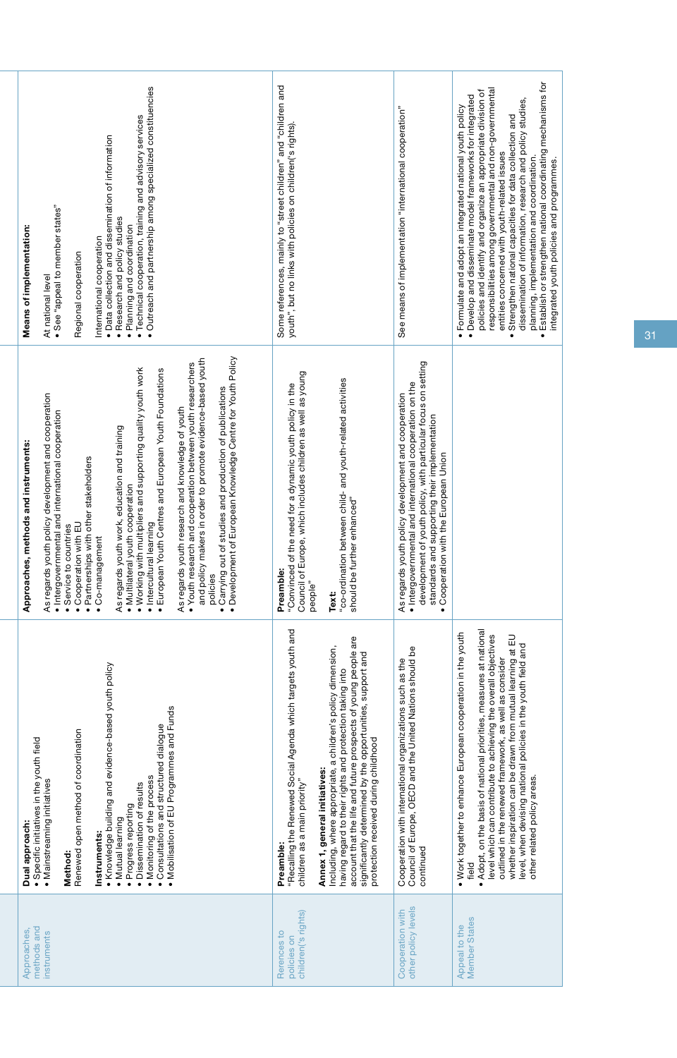| | | | |
|---|---|---|---|
| Approaches, methods and instruments | **Dual approach:**<br>• Specific initiatives in the youth field<br>• Mainstreaming initiatives<br><br>**Method:**<br>Renewed open method of coordination<br><br>**Instruments:**<br>• Knowledge building and evidence-based youth policy<br>• Mutual learning<br>• Progress reporting<br>• Dissemination of results<br>• Monitoring of the process<br>• Consultations and structured dialogue<br>• Mobilisation of EU Programmes and Funds | **Approaches, methods and instruments:**<br><br>As regards youth policy development and cooperation<br>• Intergovernmental and international cooperation<br>• Service to countries<br>• Cooperation with EU<br>• Partnerships with other stakeholders<br>• Co-management<br><br>As regards youth work, education and training<br>• Multilateral youth cooperation<br>• Working with multipliers and supporting quality youth work<br>• Intercultural learning<br>• European Youth Centres and European Youth Foundations<br><br>As regards youth research and knowledge of youth<br>• Youth research and cooperation between youth researchers and policy makers in order to promote evidence-based youth policies<br>• Carrying out of studies and production of publications<br>• Development of European Knowledge Centre for Youth Policy | **Means of implementation:**<br><br>At national level<br>• See "appeal to member states"<br><br>Regional cooperation<br><br>International cooperation<br>• Data collection and dissemination of information<br>• Research and policy studies<br>• Planning and coordination<br>• Technical cooperation, training and advisory services<br>• Outreach and partnership among specialized constituencies |
| Rerences to policies on children('s rights) | **Preamble:**<br>"Recalling the Renewed Social Agenda which targets youth and children as a main priority"<br><br>**Annex 1, general initiatives:**<br>Including, where appropriate, a children's policy dimension, having regard to their rights and protection taking into account that the life and future prospects of young people are significantly determined by the opportunities, support and protection received during childhood | **Preamble:**<br>"Convinced of the need for a dynamic youth policy in the Council of Europe, which includes children as well as young people"<br><br>**Text:**<br>"co-ordination between child- and youth-related activities should be further enhanced" | Some references, mainly to "street children" and "children and youth", but no links with policies on children('s rights). |
| Cooperation with other policy levels | Cooperation with international organizations such as the Council of Europe, OECD and the United Nations should be continued | As regards youth policy development and cooperation<br>• Intergovernmental and international cooperation on the development of youth policy, with particular focus on setting standards and supporting their implementation<br>• Cooperation with the European Union | See means of implementation "international cooperation" |
| Appeal to the Member States | • Work together to enhance European cooperation in the youth field<br>• Adopt, on the basis of national priorities, measures at national level which can contribute to achieving the overall objectives outlined in the renewed framework, as well as consider whether inspiration can be drawn from mutual learning at EU level, when devising national policies in the youth field and other related policy areas. | | • Formulate and adopt an integrated national youth policy<br>• Develop and disseminate model frameworks for integrated policies and identify and organize an appropriate division of responsibilities among governmental and non-governmental entities concerned with youth-related issues<br>• Strengthen national capacities for data collection and dissemination of information, research and policy studies, planning, implementation and coordination.<br>• Establish or strengthen national coordinating mechanisms for integrated youth policies and programmes. |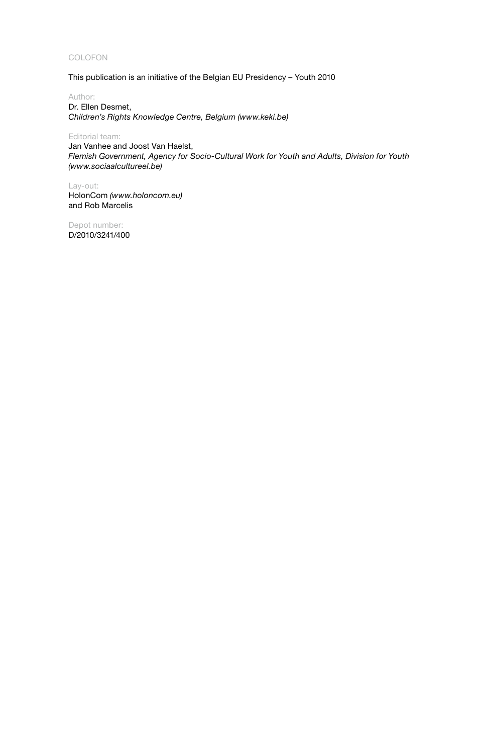COLOFON

This publication is an initiative of the Belgian EU Presidency – Youth 2010

Author:
Dr. Ellen Desmet,
*Children's Rights Knowledge Centre, Belgium (www.keki.be)*

Editorial team:
Jan Vanhee and Joost Van Haelst,
*Flemish Government, Agency for Socio-Cultural Work for Youth and Adults, Division for Youth (www.sociaalcultureel.be)*

Lay-out:
HolonCom *(www.holoncom.eu)*
and Rob Marcelis

Depot number:
D/2010/3241/400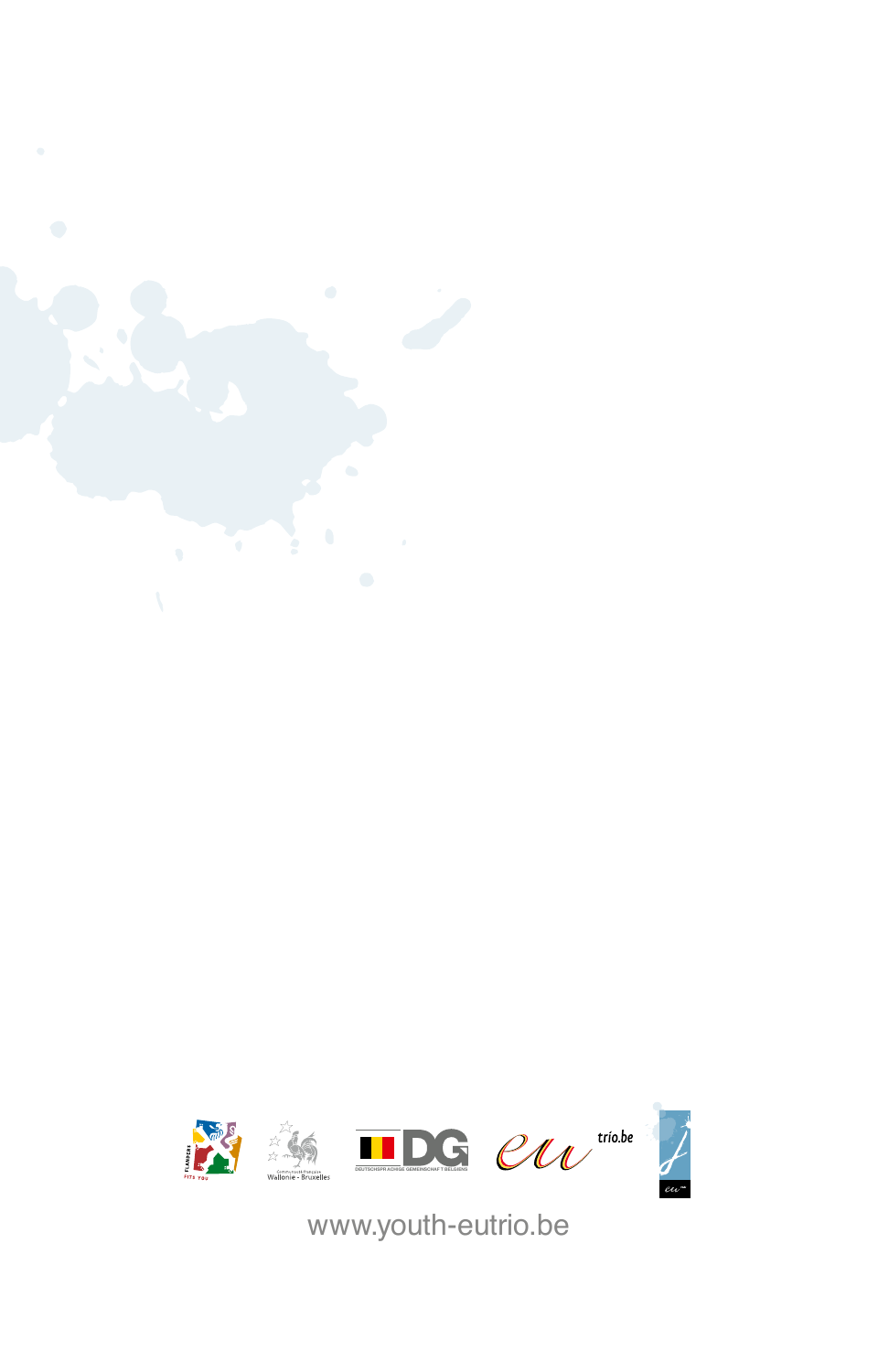www.youth-eutrio.be